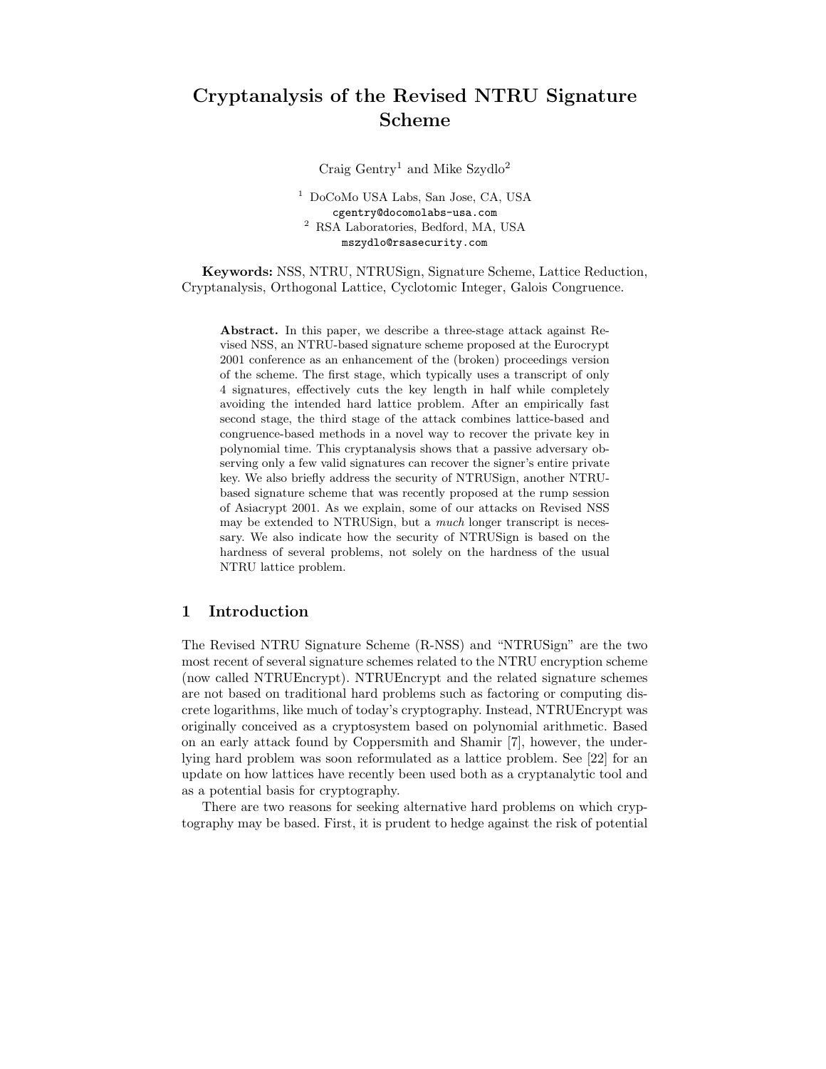# Cryptanalysis of the Revised NTRU Signature Scheme

Craig Gentry[1] and Mike Szydlo[2]

[1] DoCoMo USA Labs, San Jose, CA, USA
cgentry@docomolabs-usa.com
[2] RSA Laboratories, Bedford, MA, USA
mszydlo@rsasecurity.com

**Keywords:** NSS, NTRU, NTRUSign, Signature Scheme, Lattice Reduction, Cryptanalysis, Orthogonal Lattice, Cyclotomic Integer, Galois Congruence.

**Abstract.** In this paper, we describe a three-stage attack against Revised NSS, an NTRU-based signature scheme proposed at the Eurocrypt 2001 conference as an enhancement of the (broken) proceedings version of the scheme. The first stage, which typically uses a transcript of only 4 signatures, effectively cuts the key length in half while completely avoiding the intended hard lattice problem. After an empirically fast second stage, the third stage of the attack combines lattice-based and congruence-based methods in a novel way to recover the private key in polynomial time. This cryptanalysis shows that a passive adversary observing only a few valid signatures can recover the signer's entire private key. We also briefly address the security of NTRUSign, another NTRU-based signature scheme that was recently proposed at the rump session of Asiacrypt 2001. As we explain, some of our attacks on Revised NSS may be extended to NTRUSign, but a *much* longer transcript is necessary. We also indicate how the security of NTRUSign is based on the hardness of several problems, not solely on the hardness of the usual NTRU lattice problem.

## 1 Introduction

The Revised NTRU Signature Scheme (R-NSS) and "NTRUSign" are the two most recent of several signature schemes related to the NTRU encryption scheme (now called NTRUEncrypt). NTRUEncrypt and the related signature schemes are not based on traditional hard problems such as factoring or computing discrete logarithms, like much of today's cryptography. Instead, NTRUEncrypt was originally conceived as a cryptosystem based on polynomial arithmetic. Based on an early attack found by Coppersmith and Shamir [7], however, the underlying hard problem was soon reformulated as a lattice problem. See [22] for an update on how lattices have recently been used both as a cryptanalytic tool and as a potential basis for cryptography.

There are two reasons for seeking alternative hard problems on which cryptography may be based. First, it is prudent to hedge against the risk of potential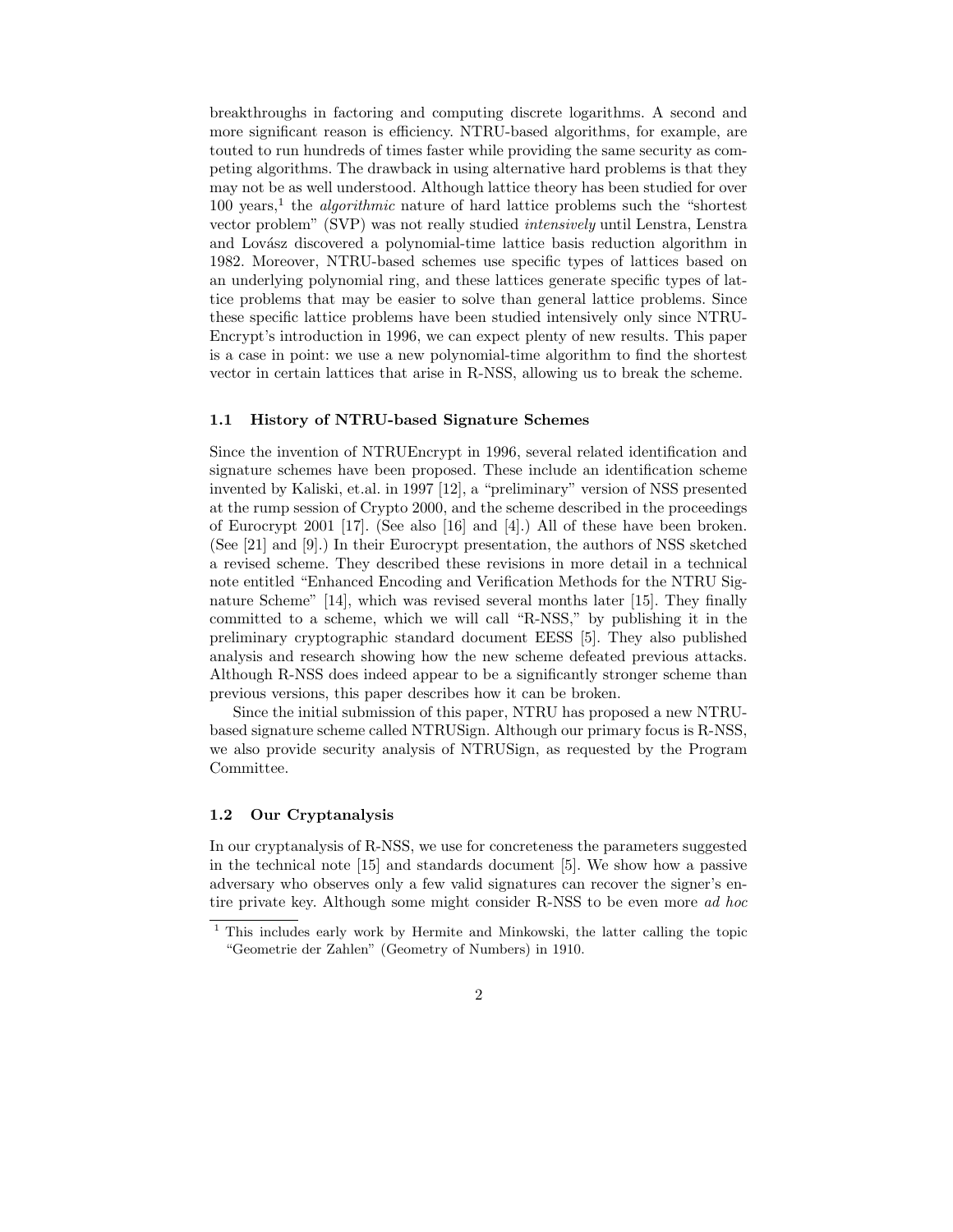breakthroughs in factoring and computing discrete logarithms. A second and more significant reason is efficiency. NTRU-based algorithms, for example, are touted to run hundreds of times faster while providing the same security as competing algorithms. The drawback in using alternative hard problems is that they may not be as well understood. Although lattice theory has been studied for over 100 years,[1] the *algorithmic* nature of hard lattice problems such the "shortest vector problem" (SVP) was not really studied *intensively* until Lenstra, Lenstra and Lovász discovered a polynomial-time lattice basis reduction algorithm in 1982. Moreover, NTRU-based schemes use specific types of lattices based on an underlying polynomial ring, and these lattices generate specific types of lattice problems that may be easier to solve than general lattice problems. Since these specific lattice problems have been studied intensively only since NTRU-Encrypt's introduction in 1996, we can expect plenty of new results. This paper is a case in point: we use a new polynomial-time algorithm to find the shortest vector in certain lattices that arise in R-NSS, allowing us to break the scheme.

### 1.1 History of NTRU-based Signature Schemes

Since the invention of NTRUEncrypt in 1996, several related identification and signature schemes have been proposed. These include an identification scheme invented by Kaliski, et.al. in 1997 [12], a "preliminary" version of NSS presented at the rump session of Crypto 2000, and the scheme described in the proceedings of Eurocrypt 2001 [17]. (See also [16] and [4].) All of these have been broken. (See [21] and [9].) In their Eurocrypt presentation, the authors of NSS sketched a revised scheme. They described these revisions in more detail in a technical note entitled "Enhanced Encoding and Verification Methods for the NTRU Signature Scheme" [14], which was revised several months later [15]. They finally committed to a scheme, which we will call "R-NSS," by publishing it in the preliminary cryptographic standard document EESS [5]. They also published analysis and research showing how the new scheme defeated previous attacks. Although R-NSS does indeed appear to be a significantly stronger scheme than previous versions, this paper describes how it can be broken.

Since the initial submission of this paper, NTRU has proposed a new NTRU-based signature scheme called NTRUSign. Although our primary focus is R-NSS, we also provide security analysis of NTRUSign, as requested by the Program Committee.

### 1.2 Our Cryptanalysis

In our cryptanalysis of R-NSS, we use for concreteness the parameters suggested in the technical note [15] and standards document [5]. We show how a passive adversary who observes only a few valid signatures can recover the signer's entire private key. Although some might consider R-NSS to be even more *ad hoc*

[1] This includes early work by Hermite and Minkowski, the latter calling the topic "Geometrie der Zahlen" (Geometry of Numbers) in 1910.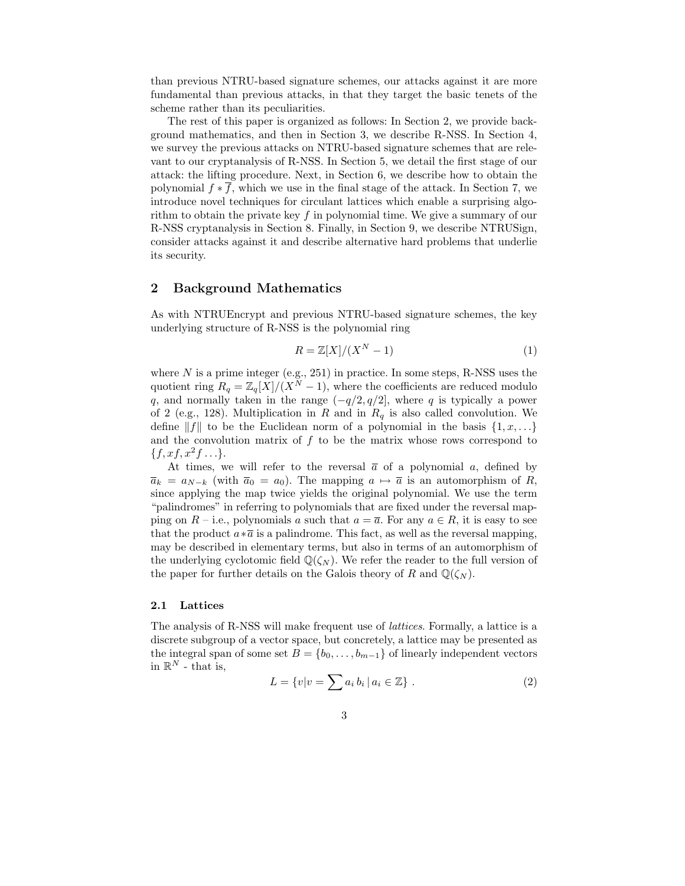than previous NTRU-based signature schemes, our attacks against it are more fundamental than previous attacks, in that they target the basic tenets of the scheme rather than its peculiarities.

The rest of this paper is organized as follows: In Section 2, we provide background mathematics, and then in Section 3, we describe R-NSS. In Section 4, we survey the previous attacks on NTRU-based signature schemes that are relevant to our cryptanalysis of R-NSS. In Section 5, we detail the first stage of our attack: the lifting procedure. Next, in Section 6, we describe how to obtain the polynomial $f * \overline{f}$, which we use in the final stage of the attack. In Section 7, we introduce novel techniques for circulant lattices which enable a surprising algorithm to obtain the private key $f$ in polynomial time. We give a summary of our R-NSS cryptanalysis in Section 8. Finally, in Section 9, we describe NTRUSign, consider attacks against it and describe alternative hard problems that underlie its security.

## 2 Background Mathematics

As with NTRUEncrypt and previous NTRU-based signature schemes, the key underlying structure of R-NSS is the polynomial ring

$$R = \mathbb{Z}[X]/(X^N - 1) \tag{1}$$

where $N$ is a prime integer (e.g., 251) in practice. In some steps, R-NSS uses the quotient ring $R_q = \mathbb{Z}_q[X]/(X^N - 1)$, where the coefficients are reduced modulo $q$, and normally taken in the range $(-q/2, q/2]$, where $q$ is typically a power of 2 (e.g., 128). Multiplication in $R$ and in $R_q$ is also called convolution. We define $\|f\|$ to be the Euclidean norm of a polynomial in the basis $\{1, x, \ldots\}$ and the convolution matrix of $f$ to be the matrix whose rows correspond to $\{f, xf, x^2 f \ldots\}$.

At times, we will refer to the reversal $\overline{a}$ of a polynomial $a$, defined by $\overline{a}_k = a_{N-k}$ (with $\overline{a}_0 = a_0$). The mapping $a \mapsto \overline{a}$ is an automorphism of $R$, since applying the map twice yields the original polynomial. We use the term "palindromes" in referring to polynomials that are fixed under the reversal mapping on $R$ – i.e., polynomials $a$ such that $a = \overline{a}$. For any $a \in R$, it is easy to see that the product $a * \overline{a}$ is a palindrome. This fact, as well as the reversal mapping, may be described in elementary terms, but also in terms of an automorphism of the underlying cyclotomic field $\mathbb{Q}(\zeta_N)$. We refer the reader to the full version of the paper for further details on the Galois theory of $R$ and $\mathbb{Q}(\zeta_N)$.

### 2.1 Lattices

The analysis of R-NSS will make frequent use of *lattices*. Formally, a lattice is a discrete subgroup of a vector space, but concretely, a lattice may be presented as the integral span of some set $B = \{b_0, \ldots, b_{m-1}\}$ of linearly independent vectors in $\mathbb{R}^N$ - that is,

$$L = \{v | v = \sum a_i \, b_i \, | \, a_i \in \mathbb{Z}\} \; . \tag{2}$$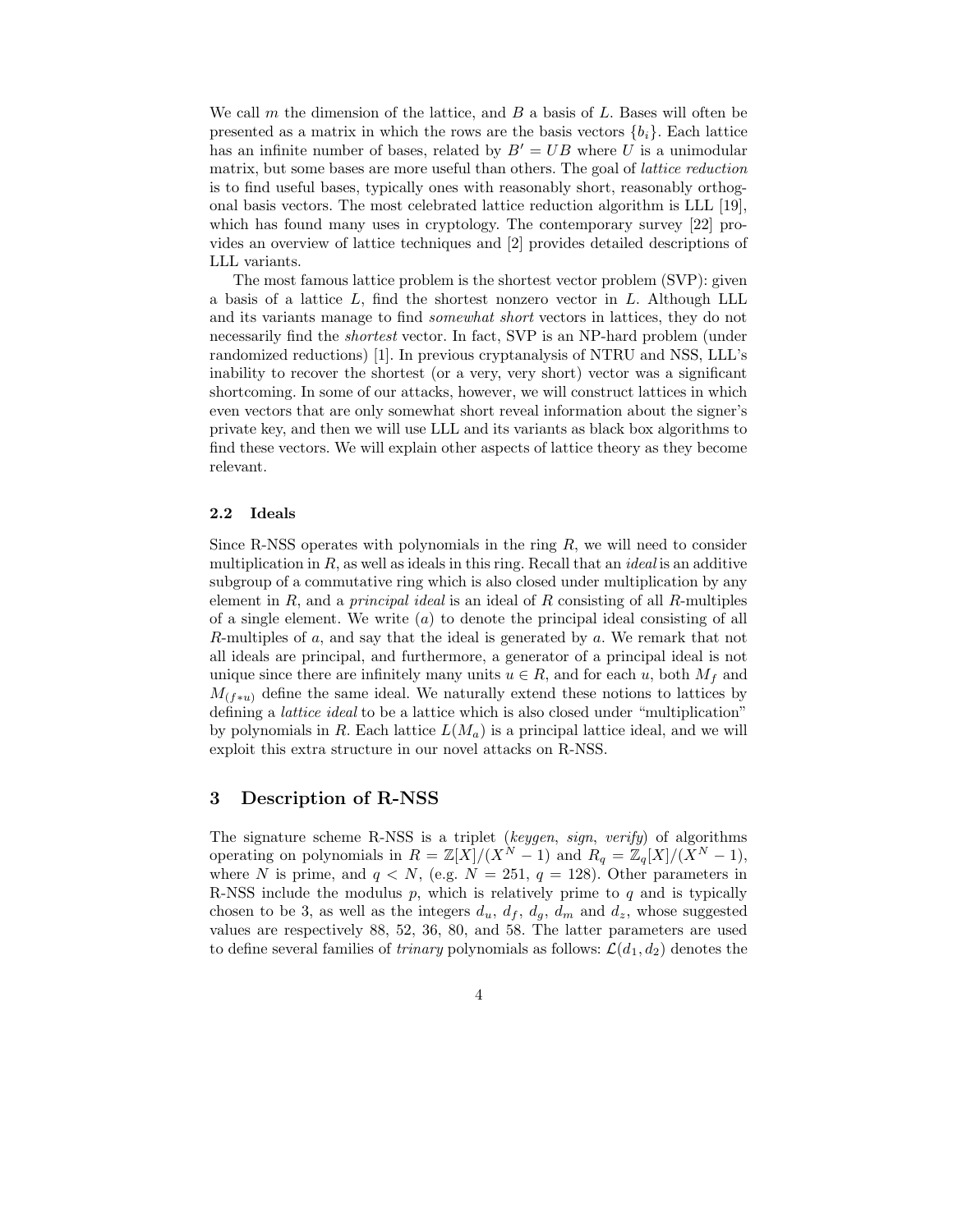We call $m$ the dimension of the lattice, and $B$ a basis of $L$. Bases will often be presented as a matrix in which the rows are the basis vectors $\{b_i\}$. Each lattice has an infinite number of bases, related by $B' = UB$ where $U$ is a unimodular matrix, but some bases are more useful than others. The goal of *lattice reduction* is to find useful bases, typically ones with reasonably short, reasonably orthogonal basis vectors. The most celebrated lattice reduction algorithm is LLL [19], which has found many uses in cryptology. The contemporary survey [22] provides an overview of lattice techniques and [2] provides detailed descriptions of LLL variants.

The most famous lattice problem is the shortest vector problem (SVP): given a basis of a lattice $L$, find the shortest nonzero vector in $L$. Although LLL and its variants manage to find *somewhat short* vectors in lattices, they do not necessarily find the *shortest* vector. In fact, SVP is an NP-hard problem (under randomized reductions) [1]. In previous cryptanalysis of NTRU and NSS, LLL's inability to recover the shortest (or a very, very short) vector was a significant shortcoming. In some of our attacks, however, we will construct lattices in which even vectors that are only somewhat short reveal information about the signer's private key, and then we will use LLL and its variants as black box algorithms to find these vectors. We will explain other aspects of lattice theory as they become relevant.

### 2.2 Ideals

Since R-NSS operates with polynomials in the ring $R$, we will need to consider multiplication in $R$, as well as ideals in this ring. Recall that an *ideal* is an additive subgroup of a commutative ring which is also closed under multiplication by any element in $R$, and a *principal ideal* is an ideal of $R$ consisting of all $R$-multiples of a single element. We write $(a)$ to denote the principal ideal consisting of all $R$-multiples of $a$, and say that the ideal is generated by $a$. We remark that not all ideals are principal, and furthermore, a generator of a principal ideal is not unique since there are infinitely many units $u \in R$, and for each $u$, both $M_f$ and $M_{(f*u)}$ define the same ideal. We naturally extend these notions to lattices by defining a *lattice ideal* to be a lattice which is also closed under "multiplication" by polynomials in $R$. Each lattice $L(M_a)$ is a principal lattice ideal, and we will exploit this extra structure in our novel attacks on R-NSS.

## 3 Description of R-NSS

The signature scheme R-NSS is a triplet (*keygen*, *sign*, *verify*) of algorithms operating on polynomials in $R = \mathbb{Z}[X]/(X^N - 1)$ and $R_q = \mathbb{Z}_q[X]/(X^N - 1)$, where $N$ is prime, and $q < N$, (e.g. $N = 251$, $q = 128$). Other parameters in R-NSS include the modulus $p$, which is relatively prime to $q$ and is typically chosen to be 3, as well as the integers $d_u$, $d_f$, $d_g$, $d_m$ and $d_z$, whose suggested values are respectively 88, 52, 36, 80, and 58. The latter parameters are used to define several families of *trinary* polynomials as follows: $\mathcal{L}(d_1, d_2)$ denotes the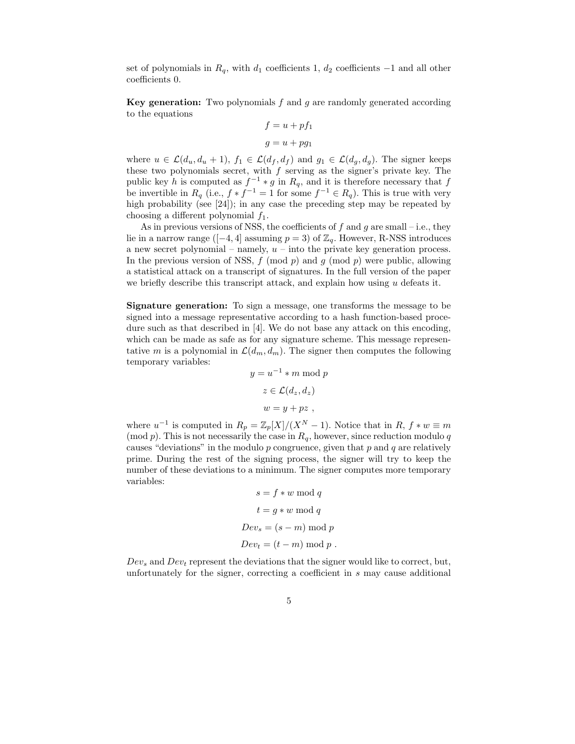set of polynomials in $R_q$, with $d_1$ coefficients 1, $d_2$ coefficients $-1$ and all other coefficients 0.

**Key generation:** Two polynomials $f$ and $g$ are randomly generated according to the equations

$$f = u + pf_1$$

$$g = u + pg_1$$

where $u \in \mathcal{L}(d_u, d_u + 1)$, $f_1 \in \mathcal{L}(d_f, d_f)$ and $g_1 \in \mathcal{L}(d_g, d_g)$. The signer keeps these two polynomials secret, with $f$ serving as the signer's private key. The public key $h$ is computed as $f^{-1} * g$ in $R_q$, and it is therefore necessary that $f$ be invertible in $R_q$ (i.e., $f * f^{-1} = 1$ for some $f^{-1} \in R_q$). This is true with very high probability (see [24]); in any case the preceding step may be repeated by choosing a different polynomial $f_1$.

As in previous versions of NSS, the coefficients of $f$ and $g$ are small – i.e., they lie in a narrow range ($[-4, 4]$ assuming $p = 3$) of $\mathbb{Z}_q$. However, R-NSS introduces a new secret polynomial – namely, $u$ – into the private key generation process. In the previous version of NSS, $f \pmod p$ and $g \pmod p$ were public, allowing a statistical attack on a transcript of signatures. In the full version of the paper we briefly describe this transcript attack, and explain how using $u$ defeats it.

**Signature generation:** To sign a message, one transforms the message to be signed into a message representative according to a hash function-based procedure such as that described in [4]. We do not base any attack on this encoding, which can be made as safe as for any signature scheme. This message representative $m$ is a polynomial in $\mathcal{L}(d_m, d_m)$. The signer then computes the following temporary variables:

$$y = u^{-1} * m \bmod p$$

$$z \in \mathcal{L}(d_z, d_z)$$

$$w = y + pz \ ,$$

where $u^{-1}$ is computed in $R_p = \mathbb{Z}_p[X]/(X^N - 1)$. Notice that in $R$, $f * w \equiv m \pmod p$. This is not necessarily the case in $R_q$, however, since reduction modulo $q$ causes "deviations" in the modulo $p$ congruence, given that $p$ and $q$ are relatively prime. During the rest of the signing process, the signer will try to keep the number of these deviations to a minimum. The signer computes more temporary variables:

$$s = f * w \bmod q$$

$$t = g * w \bmod q$$

$$Dev_s = (s - m) \bmod p$$

$$Dev_t = (t - m) \bmod p \ .$$

$Dev_s$ and $Dev_t$ represent the deviations that the signer would like to correct, but, unfortunately for the signer, correcting a coefficient in $s$ may cause additional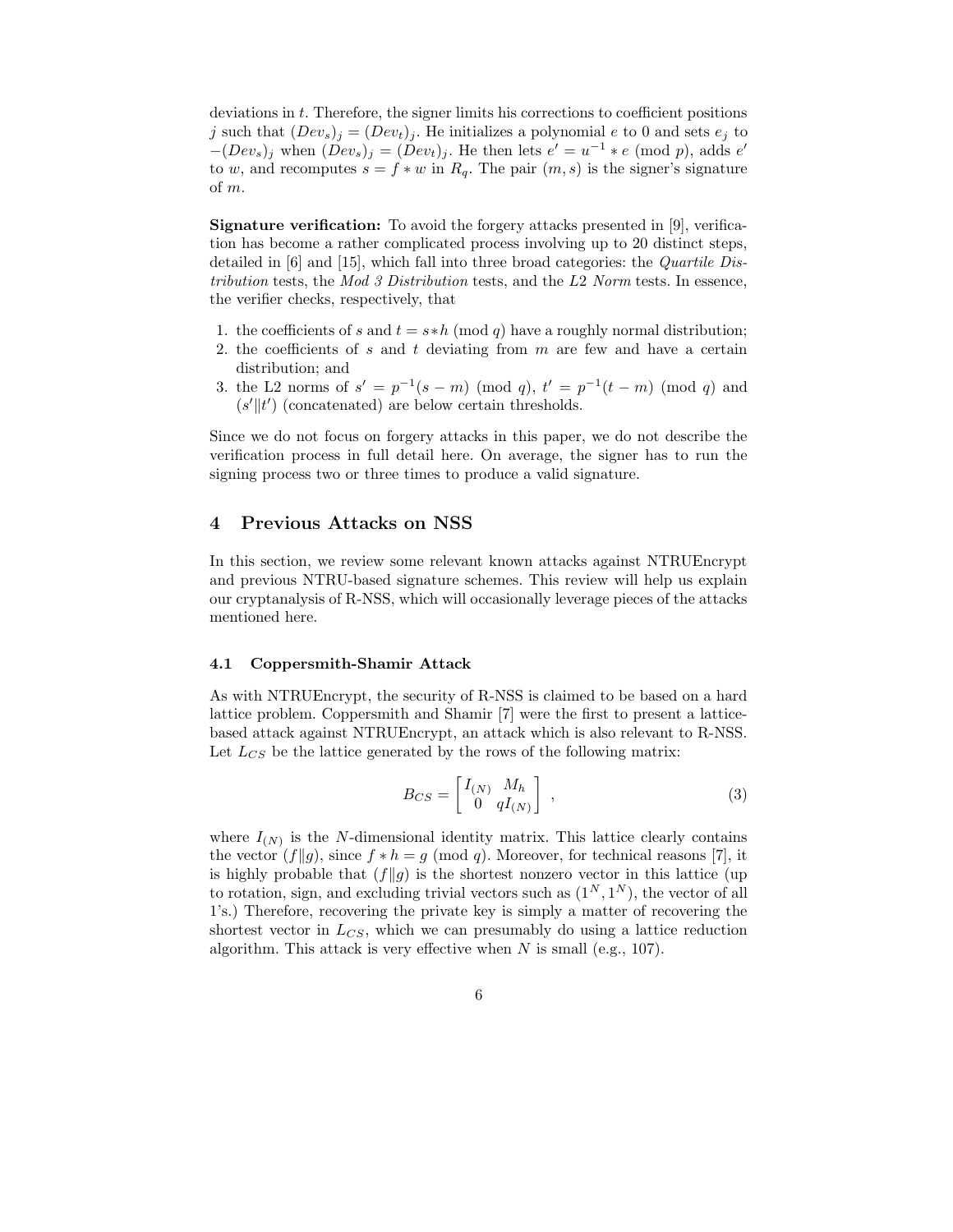deviations in $t$. Therefore, the signer limits his corrections to coefficient positions $j$ such that $(Dev_s)_j = (Dev_t)_j$. He initializes a polynomial $e$ to 0 and sets $e_j$ to $-(Dev_s)_j$ when $(Dev_s)_j = (Dev_t)_j$. He then lets $e' = u^{-1} * e \pmod{p}$, adds $e'$ to $w$, and recomputes $s = f * w$ in $R_q$. The pair $(m, s)$ is the signer's signature of $m$.

**Signature verification:** To avoid the forgery attacks presented in [9], verification has become a rather complicated process involving up to 20 distinct steps, detailed in [6] and [15], which fall into three broad categories: the *Quartile Distribution* tests, the *Mod 3 Distribution* tests, and the *L2 Norm* tests. In essence, the verifier checks, respectively, that

1. the coefficients of $s$ and $t = s * h \pmod{q}$ have a roughly normal distribution;
2. the coefficients of $s$ and $t$ deviating from $m$ are few and have a certain distribution; and
3. the L2 norms of $s' = p^{-1}(s - m) \pmod{q}$, $t' = p^{-1}(t - m) \pmod{q}$ and $(s' \| t')$ (concatenated) are below certain thresholds.

Since we do not focus on forgery attacks in this paper, we do not describe the verification process in full detail here. On average, the signer has to run the signing process two or three times to produce a valid signature.

## 4 Previous Attacks on NSS

In this section, we review some relevant known attacks against NTRUEncrypt and previous NTRU-based signature schemes. This review will help us explain our cryptanalysis of R-NSS, which will occasionally leverage pieces of the attacks mentioned here.

### 4.1 Coppersmith-Shamir Attack

As with NTRUEncrypt, the security of R-NSS is claimed to be based on a hard lattice problem. Coppersmith and Shamir [7] were the first to present a lattice-based attack against NTRUEncrypt, an attack which is also relevant to R-NSS. Let $L_{CS}$ be the lattice generated by the rows of the following matrix:

$$B_{CS} = \begin{bmatrix} I_{(N)} & M_h \\ 0 & qI_{(N)} \end{bmatrix} , \tag{3}$$

where $I_{(N)}$ is the $N$-dimensional identity matrix. This lattice clearly contains the vector $(f \| g)$, since $f * h = g \pmod{q}$. Moreover, for technical reasons [7], it is highly probable that $(f \| g)$ is the shortest nonzero vector in this lattice (up to rotation, sign, and excluding trivial vectors such as $(1^N, 1^N)$, the vector of all 1's.) Therefore, recovering the private key is simply a matter of recovering the shortest vector in $L_{CS}$, which we can presumably do using a lattice reduction algorithm. This attack is very effective when $N$ is small (e.g., 107).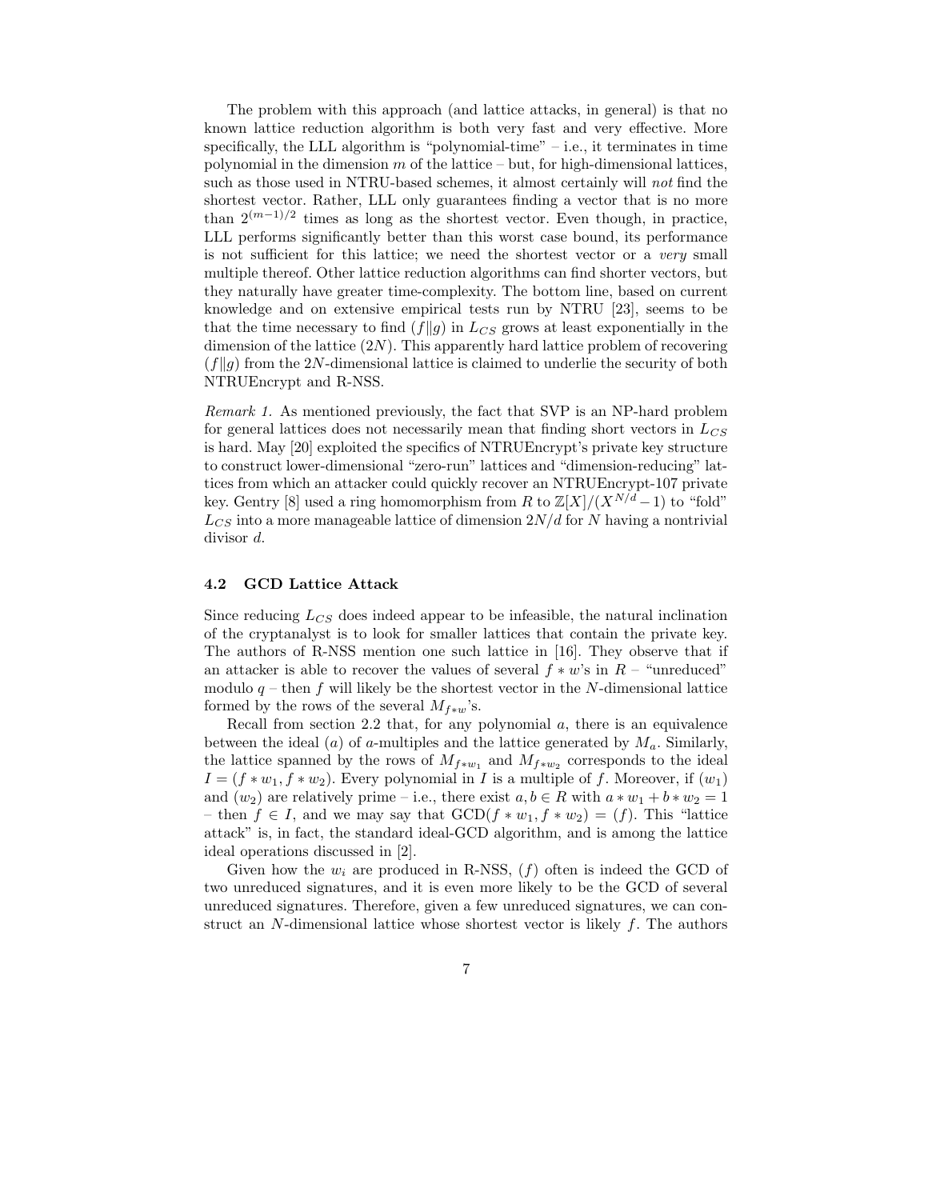The problem with this approach (and lattice attacks, in general) is that no known lattice reduction algorithm is both very fast and very effective. More specifically, the LLL algorithm is "polynomial-time" – i.e., it terminates in time polynomial in the dimension $m$ of the lattice – but, for high-dimensional lattices, such as those used in NTRU-based schemes, it almost certainly will *not* find the shortest vector. Rather, LLL only guarantees finding a vector that is no more than $2^{(m-1)/2}$ times as long as the shortest vector. Even though, in practice, LLL performs significantly better than this worst case bound, its performance is not sufficient for this lattice; we need the shortest vector or a *very* small multiple thereof. Other lattice reduction algorithms can find shorter vectors, but they naturally have greater time-complexity. The bottom line, based on current knowledge and on extensive empirical tests run by NTRU [23], seems to be that the time necessary to find $(f\|g)$ in $L_{CS}$ grows at least exponentially in the dimension of the lattice ($2N$). This apparently hard lattice problem of recovering $(f\|g)$ from the $2N$-dimensional lattice is claimed to underlie the security of both NTRUEncrypt and R-NSS.

*Remark 1.* As mentioned previously, the fact that SVP is an NP-hard problem for general lattices does not necessarily mean that finding short vectors in $L_{CS}$ is hard. May [20] exploited the specifics of NTRUEncrypt's private key structure to construct lower-dimensional "zero-run" lattices and "dimension-reducing" lattices from which an attacker could quickly recover an NTRUEncrypt-107 private key. Gentry [8] used a ring homomorphism from $R$ to $\mathbb{Z}[X]/(X^{N/d}-1)$ to "fold" $L_{CS}$ into a more manageable lattice of dimension $2N/d$ for $N$ having a nontrivial divisor $d$.

### 4.2 GCD Lattice Attack

Since reducing $L_{CS}$ does indeed appear to be infeasible, the natural inclination of the cryptanalyst is to look for smaller lattices that contain the private key. The authors of R-NSS mention one such lattice in [16]. They observe that if an attacker is able to recover the values of several $f * w$'s in $R$ – "unreduced" modulo $q$ – then $f$ will likely be the shortest vector in the $N$-dimensional lattice formed by the rows of the several $M_{f*w}$'s.

Recall from section 2.2 that, for any polynomial $a$, there is an equivalence between the ideal $(a)$ of $a$-multiples and the lattice generated by $M_a$. Similarly, the lattice spanned by the rows of $M_{f*w_1}$ and $M_{f*w_2}$ corresponds to the ideal $I = (f * w_1, f * w_2)$. Every polynomial in $I$ is a multiple of $f$. Moreover, if $(w_1)$ and $(w_2)$ are relatively prime – i.e., there exist $a, b \in R$ with $a * w_1 + b * w_2 = 1$ – then $f \in I$, and we may say that $\mathrm{GCD}(f * w_1, f * w_2) = (f)$. This "lattice attack" is, in fact, the standard ideal-GCD algorithm, and is among the lattice ideal operations discussed in [2].

Given how the $w_i$ are produced in R-NSS, $(f)$ often is indeed the GCD of two unreduced signatures, and it is even more likely to be the GCD of several unreduced signatures. Therefore, given a few unreduced signatures, we can construct an $N$-dimensional lattice whose shortest vector is likely $f$. The authors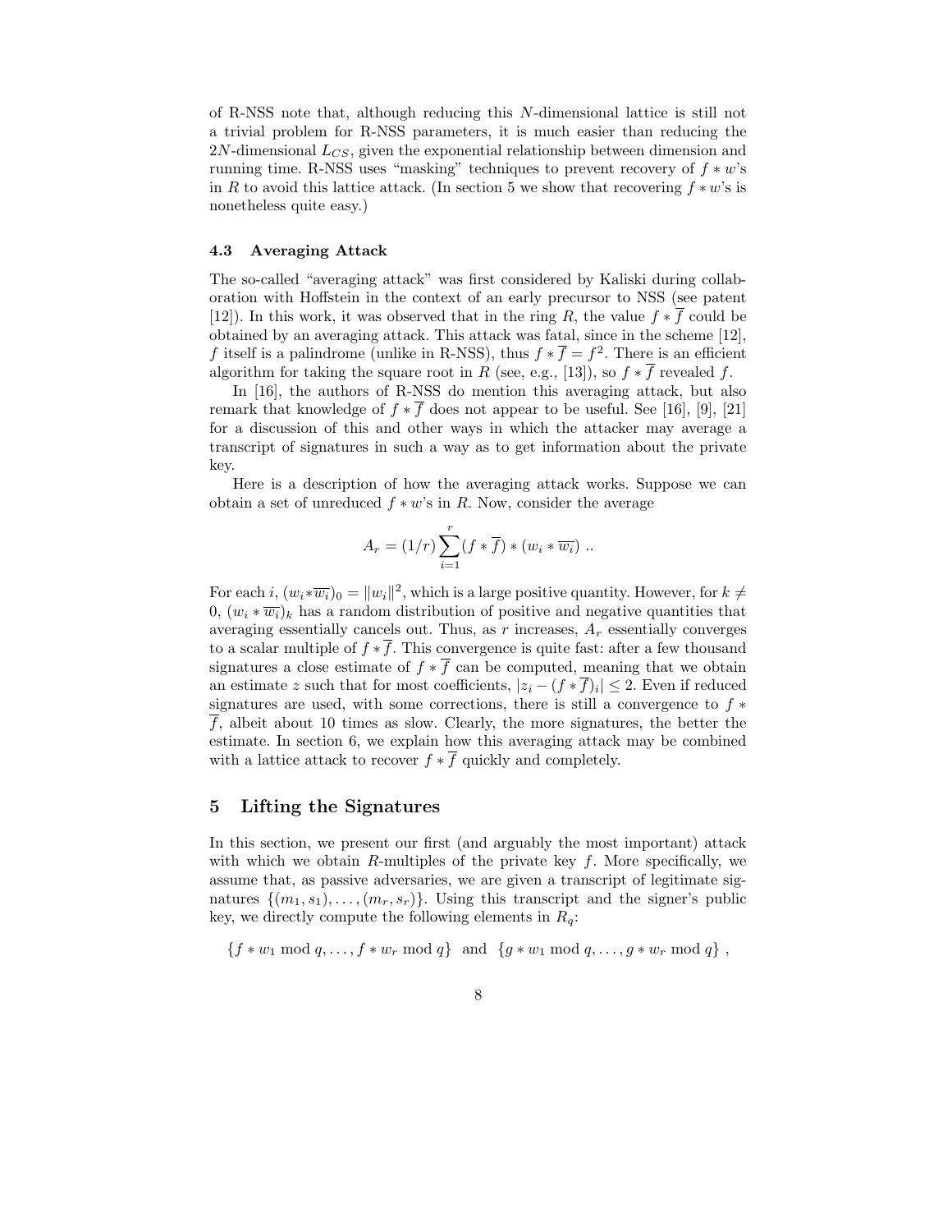of R-NSS note that, although reducing this $N$-dimensional lattice is still not a trivial problem for R-NSS parameters, it is much easier than reducing the $2N$-dimensional $L_{CS}$, given the exponential relationship between dimension and running time. R-NSS uses "masking" techniques to prevent recovery of $f * w$'s in $R$ to avoid this lattice attack. (In section 5 we show that recovering $f * w$'s is nonetheless quite easy.)

### 4.3 Averaging Attack

The so-called "averaging attack" was first considered by Kaliski during collaboration with Hoffstein in the context of an early precursor to NSS (see patent [12]). In this work, it was observed that in the ring $R$, the value $f * \overline{f}$ could be obtained by an averaging attack. This attack was fatal, since in the scheme [12], $f$ itself is a palindrome (unlike in R-NSS), thus $f * \overline{f} = f^2$. There is an efficient algorithm for taking the square root in $R$ (see, e.g., [13]), so $f * \overline{f}$ revealed $f$.

In [16], the authors of R-NSS do mention this averaging attack, but also remark that knowledge of $f * \overline{f}$ does not appear to be useful. See [16], [9], [21] for a discussion of this and other ways in which the attacker may average a transcript of signatures in such a way as to get information about the private key.

Here is a description of how the averaging attack works. Suppose we can obtain a set of unreduced $f * w$'s in $R$. Now, consider the average

$$A_r = (1/r) \sum_{i=1}^{r} (f * \overline{f}) * (w_i * \overline{w_i}) \;..$$

For each $i$, $(w_i * \overline{w_i})_0 = \|w_i\|^2$, which is a large positive quantity. However, for $k \neq 0$, $(w_i * \overline{w_i})_k$ has a random distribution of positive and negative quantities that averaging essentially cancels out. Thus, as $r$ increases, $A_r$ essentially converges to a scalar multiple of $f * \overline{f}$. This convergence is quite fast: after a few thousand signatures a close estimate of $f * \overline{f}$ can be computed, meaning that we obtain an estimate $z$ such that for most coefficients, $|z_i - (f * \overline{f})_i| \leq 2$. Even if reduced signatures are used, with some corrections, there is still a convergence to $f * \overline{f}$, albeit about 10 times as slow. Clearly, the more signatures, the better the estimate. In section 6, we explain how this averaging attack may be combined with a lattice attack to recover $f * \overline{f}$ quickly and completely.

## 5 Lifting the Signatures

In this section, we present our first (and arguably the most important) attack with which we obtain $R$-multiples of the private key $f$. More specifically, we assume that, as passive adversaries, we are given a transcript of legitimate signatures $\{(m_1, s_1), \ldots, (m_r, s_r)\}$. Using this transcript and the signer's public key, we directly compute the following elements in $R_q$:

$$\{f * w_1 \bmod q, \ldots, f * w_r \bmod q\} \;\text{ and }\; \{g * w_1 \bmod q, \ldots, g * w_r \bmod q\}\;,$$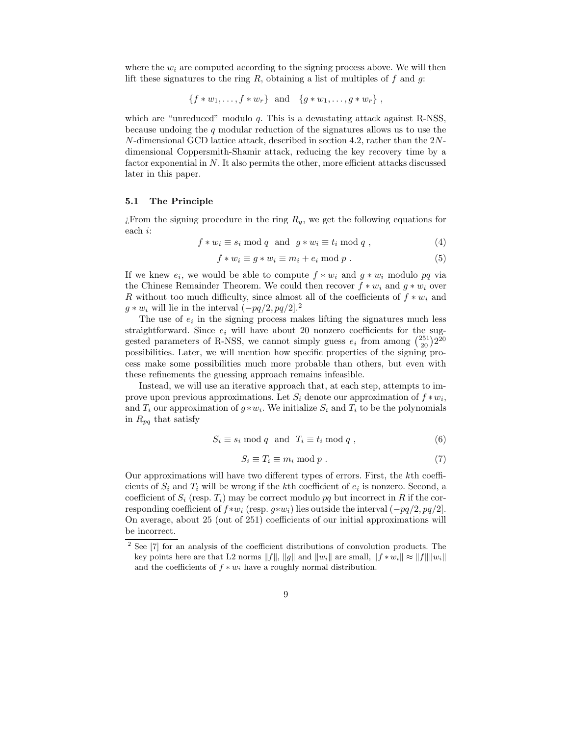where the $w_i$ are computed according to the signing process above. We will then lift these signatures to the ring $R$, obtaining a list of multiples of $f$ and $g$:

$$\{f * w_1, \ldots, f * w_r\} \quad \text{and} \quad \{g * w_1, \ldots, g * w_r\} \ ,$$

which are "unreduced" modulo $q$. This is a devastating attack against R-NSS, because undoing the $q$ modular reduction of the signatures allows us to use the $N$-dimensional GCD lattice attack, described in section 4.2, rather than the $2N$-dimensional Coppersmith-Shamir attack, reducing the key recovery time by a factor exponential in $N$. It also permits the other, more efficient attacks discussed later in this paper.

### 5.1 The Principle

¿From the signing procedure in the ring $R_q$, we get the following equations for each $i$:

$$f * w_i \equiv s_i \bmod q \quad \text{and} \quad g * w_i \equiv t_i \bmod q \ , \tag{4}$$

$$f * w_i \equiv g * w_i \equiv m_i + e_i \bmod p \ . \tag{5}$$

If we knew $e_i$, we would be able to compute $f * w_i$ and $g * w_i$ modulo $pq$ via the Chinese Remainder Theorem. We could then recover $f * w_i$ and $g * w_i$ over $R$ without too much difficulty, since almost all of the coefficients of $f * w_i$ and $g * w_i$ will lie in the interval $(-pq/2, pq/2]$.[2]

The use of $e_i$ in the signing process makes lifting the signatures much less straightforward. Since $e_i$ will have about 20 nonzero coefficients for the suggested parameters of R-NSS, we cannot simply guess $e_i$ from among $\binom{251}{20}2^{20}$ possibilities. Later, we will mention how specific properties of the signing process make some possibilities much more probable than others, but even with these refinements the guessing approach remains infeasible.

Instead, we will use an iterative approach that, at each step, attempts to improve upon previous approximations. Let $S_i$ denote our approximation of $f * w_i$, and $T_i$ our approximation of $g * w_i$. We initialize $S_i$ and $T_i$ to be the polynomials in $R_{pq}$ that satisfy

$$S_i \equiv s_i \bmod q \quad \text{and} \quad T_i \equiv t_i \bmod q \ , \tag{6}$$

$$S_i \equiv T_i \equiv m_i \bmod p \ . \tag{7}$$

Our approximations will have two different types of errors. First, the $k$th coefficients of $S_i$ and $T_i$ will be wrong if the $k$th coefficient of $e_i$ is nonzero. Second, a coefficient of $S_i$ (resp. $T_i$) may be correct modulo $pq$ but incorrect in $R$ if the corresponding coefficient of $f * w_i$ (resp. $g * w_i$) lies outside the interval $(-pq/2, pq/2]$. On average, about 25 (out of 251) coefficients of our initial approximations will be incorrect.

---

[2] See [7] for an analysis of the coefficient distributions of convolution products. The key points here are that L2 norms $\|f\|$, $\|g\|$ and $\|w_i\|$ are small, $\|f * w_i\| \approx \|f\|\|w_i\|$ and the coefficients of $f * w_i$ have a roughly normal distribution.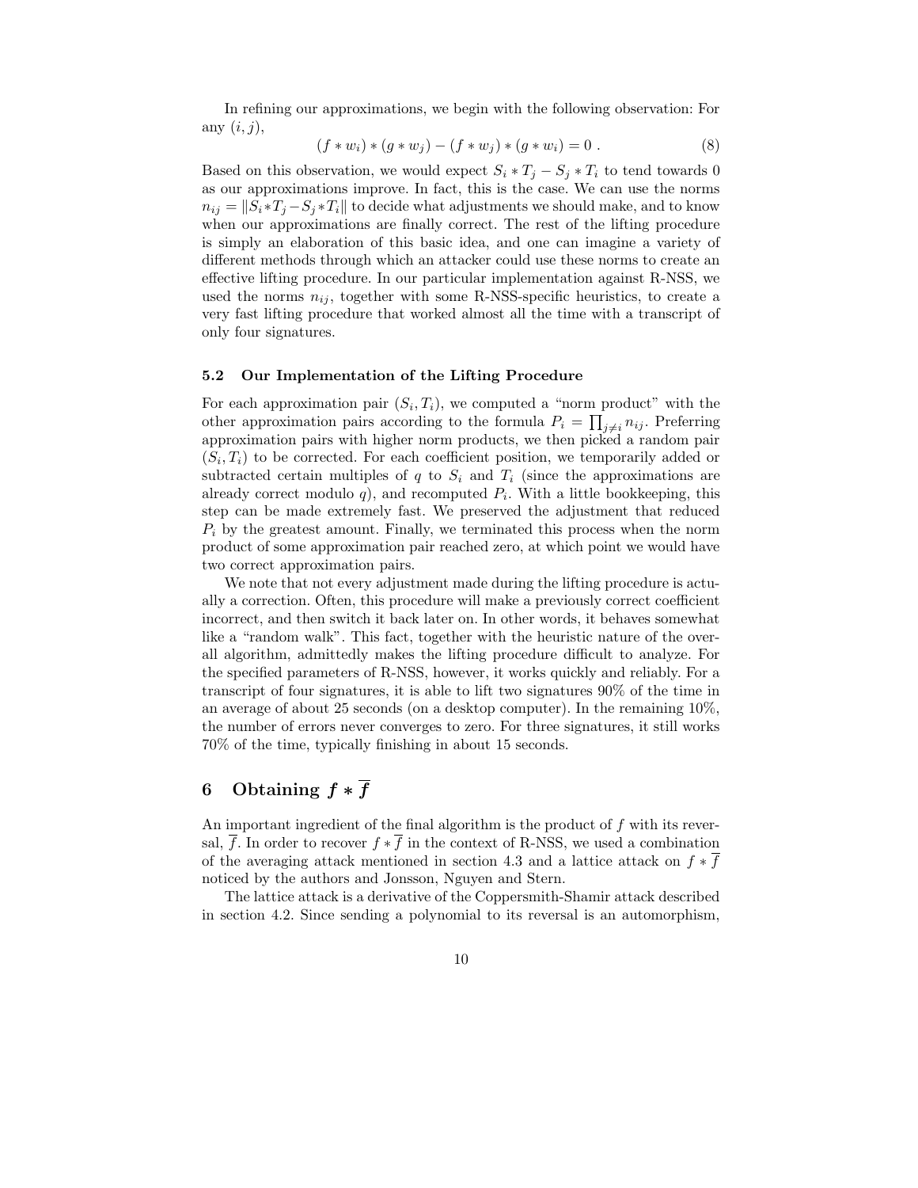In refining our approximations, we begin with the following observation: For any $(i, j)$,

$$(f * w_i) * (g * w_j) - (f * w_j) * (g * w_i) = 0 \ . \tag{8}$$

Based on this observation, we would expect $S_i * T_j - S_j * T_i$ to tend towards 0 as our approximations improve. In fact, this is the case. We can use the norms $n_{ij} = \|S_i * T_j - S_j * T_i\|$ to decide what adjustments we should make, and to know when our approximations are finally correct. The rest of the lifting procedure is simply an elaboration of this basic idea, and one can imagine a variety of different methods through which an attacker could use these norms to create an effective lifting procedure. In our particular implementation against R-NSS, we used the norms $n_{ij}$, together with some R-NSS-specific heuristics, to create a very fast lifting procedure that worked almost all the time with a transcript of only four signatures.

### 5.2 Our Implementation of the Lifting Procedure

For each approximation pair $(S_i, T_i)$, we computed a "norm product" with the other approximation pairs according to the formula $P_i = \prod_{j \neq i} n_{ij}$. Preferring approximation pairs with higher norm products, we then picked a random pair $(S_i, T_i)$ to be corrected. For each coefficient position, we temporarily added or subtracted certain multiples of $q$ to $S_i$ and $T_i$ (since the approximations are already correct modulo $q$), and recomputed $P_i$. With a little bookkeeping, this step can be made extremely fast. We preserved the adjustment that reduced $P_i$ by the greatest amount. Finally, we terminated this process when the norm product of some approximation pair reached zero, at which point we would have two correct approximation pairs.

We note that not every adjustment made during the lifting procedure is actually a correction. Often, this procedure will make a previously correct coefficient incorrect, and then switch it back later on. In other words, it behaves somewhat like a "random walk". This fact, together with the heuristic nature of the overall algorithm, admittedly makes the lifting procedure difficult to analyze. For the specified parameters of R-NSS, however, it works quickly and reliably. For a transcript of four signatures, it is able to lift two signatures 90% of the time in an average of about 25 seconds (on a desktop computer). In the remaining 10%, the number of errors never converges to zero. For three signatures, it still works 70% of the time, typically finishing in about 15 seconds.

## 6 Obtaining $f * \overline{f}$

An important ingredient of the final algorithm is the product of $f$ with its reversal, $\overline{f}$. In order to recover $f * \overline{f}$ in the context of R-NSS, we used a combination of the averaging attack mentioned in section 4.3 and a lattice attack on $f * \overline{f}$ noticed by the authors and Jonsson, Nguyen and Stern.

The lattice attack is a derivative of the Coppersmith-Shamir attack described in section 4.2. Since sending a polynomial to its reversal is an automorphism,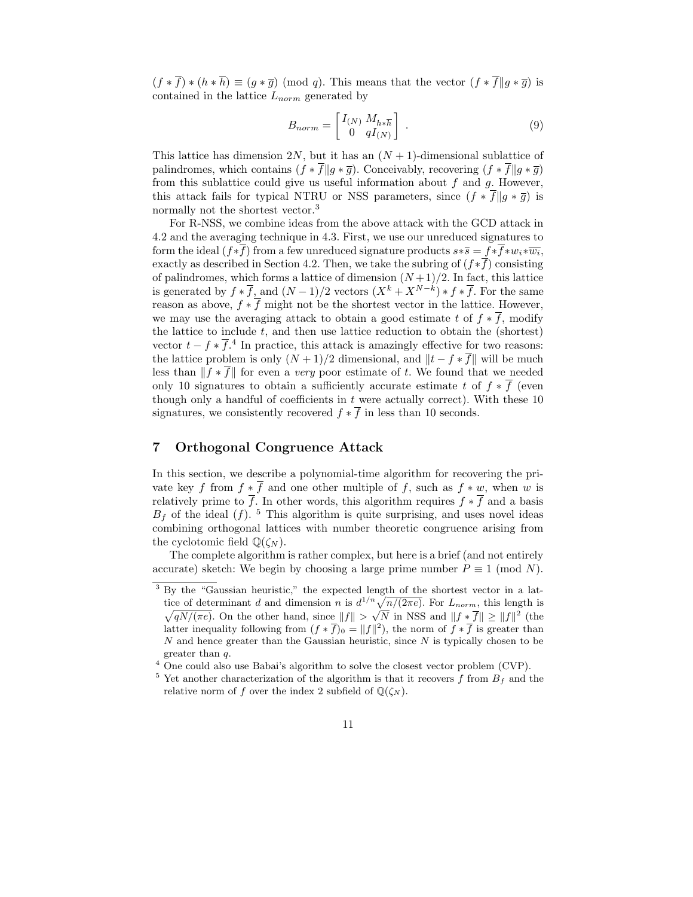$(f * \overline{f}) * (h * \overline{h}) \equiv (g * \overline{g}) \pmod{q}$. This means that the vector $(f * \overline{f} \| g * \overline{g})$ is contained in the lattice $L_{norm}$ generated by

$$B_{norm} = \begin{bmatrix} I_{(N)} & M_{h*\overline{h}} \\ 0 & qI_{(N)} \end{bmatrix} . \tag{9}$$

This lattice has dimension $2N$, but it has an $(N+1)$-dimensional sublattice of palindromes, which contains $(f * \overline{f} \| g * \overline{g})$. Conceivably, recovering $(f * \overline{f} \| g * \overline{g})$ from this sublattice could give us useful information about $f$ and $g$. However, this attack fails for typical NTRU or NSS parameters, since $(f * \overline{f} \| g * \overline{g})$ is normally not the shortest vector.[3]

For R-NSS, we combine ideas from the above attack with the GCD attack in 4.2 and the averaging technique in 4.3. First, we use our unreduced signatures to form the ideal $(f * \overline{f})$ from a few unreduced signature products $s * \overline{s} = f * \overline{f} * w_i * \overline{w_i}$, exactly as described in Section 4.2. Then, we take the subring of $(f * \overline{f})$ consisting of palindromes, which forms a lattice of dimension $(N+1)/2$. In fact, this lattice is generated by $f * \overline{f}$, and $(N-1)/2$ vectors $(X^k + X^{N-k}) * f * \overline{f}$. For the same reason as above, $f * \overline{f}$ might not be the shortest vector in the lattice. However, we may use the averaging attack to obtain a good estimate $t$ of $f * \overline{f}$, modify the lattice to include $t$, and then use lattice reduction to obtain the (shortest) vector $t - f * \overline{f}$.[4] In practice, this attack is amazingly effective for two reasons: the lattice problem is only $(N+1)/2$ dimensional, and $\|t - f * \overline{f}\|$ will be much less than $\|f * \overline{f}\|$ for even a *very* poor estimate of $t$. We found that we needed only 10 signatures to obtain a sufficiently accurate estimate $t$ of $f * \overline{f}$ (even though only a handful of coefficients in $t$ were actually correct). With these 10 signatures, we consistently recovered $f * \overline{f}$ in less than 10 seconds.

## 7 Orthogonal Congruence Attack

In this section, we describe a polynomial-time algorithm for recovering the private key $f$ from $f * \overline{f}$ and one other multiple of $f$, such as $f * w$, when $w$ is relatively prime to $\overline{f}$. In other words, this algorithm requires $f * \overline{f}$ and a basis $B_f$ of the ideal $(f)$.[5] This algorithm is quite surprising, and uses novel ideas combining orthogonal lattices with number theoretic congruence arising from the cyclotomic field $\mathbb{Q}(\zeta_N)$.

The complete algorithm is rather complex, but here is a brief (and not entirely accurate) sketch: We begin by choosing a large prime number $P \equiv 1 \pmod{N}$.

---

[3] By the "Gaussian heuristic," the expected length of the shortest vector in a lattice of determinant $d$ and dimension $n$ is $d^{1/n}\sqrt{n/(2\pi e)}$. For $L_{norm}$, this length is $\sqrt{qN/(\pi e)}$. On the other hand, since $\|f\| > \sqrt{N}$ in NSS and $\|f * \overline{f}\| \geq \|f\|^2$ (the latter inequality following from $(f * \overline{f})_0 = \|f\|^2$), the norm of $f * \overline{f}$ is greater than $N$ and hence greater than the Gaussian heuristic, since $N$ is typically chosen to be greater than $q$.

[4] One could also use Babai's algorithm to solve the closest vector problem (CVP).

[5] Yet another characterization of the algorithm is that it recovers $f$ from $B_f$ and the relative norm of $f$ over the index 2 subfield of $\mathbb{Q}(\zeta_N)$.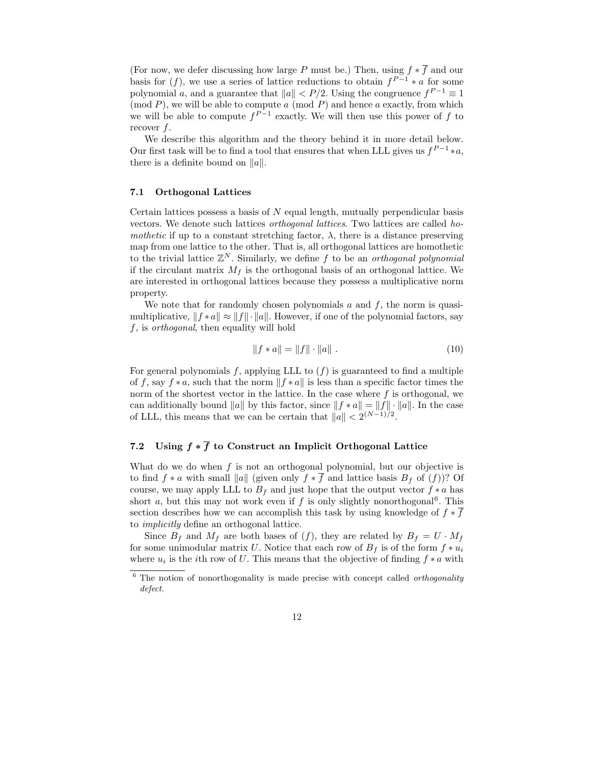(For now, we defer discussing how large $P$ must be.) Then, using $f * \overline{f}$ and our basis for $(f)$, we use a series of lattice reductions to obtain $f^{P-1} * a$ for some polynomial $a$, and a guarantee that $\|a\| < P/2$. Using the congruence $f^{P-1} \equiv 1 \pmod{P}$, we will be able to compute $a \pmod{P}$ and hence $a$ exactly, from which we will be able to compute $f^{P-1}$ exactly. We will then use this power of $f$ to recover $f$.

We describe this algorithm and the theory behind it in more detail below. Our first task will be to find a tool that ensures that when LLL gives us $f^{P-1} * a$, there is a definite bound on $\|a\|$.

### 7.1 Orthogonal Lattices

Certain lattices possess a basis of $N$ equal length, mutually perpendicular basis vectors. We denote such lattices *orthogonal lattices*. Two lattices are called *homothetic* if up to a constant stretching factor, $\lambda$, there is a distance preserving map from one lattice to the other. That is, all orthogonal lattices are homothetic to the trivial lattice $\mathbb{Z}^N$. Similarly, we define $f$ to be an *orthogonal polynomial* if the circulant matrix $M_f$ is the orthogonal basis of an orthogonal lattice. We are interested in orthogonal lattices because they possess a multiplicative norm property.

We note that for randomly chosen polynomials $a$ and $f$, the norm is quasi-multiplicative, $\|f * a\| \approx \|f\| \cdot \|a\|$. However, if one of the polynomial factors, say $f$, is *orthogonal*, then equality will hold

$$\|f * a\| = \|f\| \cdot \|a\| \ . \tag{10}$$

For general polynomials $f$, applying LLL to $(f)$ is guaranteed to find a multiple of $f$, say $f * a$, such that the norm $\|f * a\|$ is less than a specific factor times the norm of the shortest vector in the lattice. In the case where $f$ is orthogonal, we can additionally bound $\|a\|$ by this factor, since $\|f * a\| = \|f\| \cdot \|a\|$. In the case of LLL, this means that we can be certain that $\|a\| < 2^{(N-1)/2}$.

### 7.2 Using $f * \overline{f}$ to Construct an Implicit Orthogonal Lattice

What do we do when $f$ is not an orthogonal polynomial, but our objective is to find $f * a$ with small $\|a\|$ (given only $f * \overline{f}$ and lattice basis $B_f$ of $(f)$)? Of course, we may apply LLL to $B_f$ and just hope that the output vector $f * a$ has short $a$, but this may not work even if $f$ is only slightly nonorthogonal[6]. This section describes how we can accomplish this task by using knowledge of $f * \overline{f}$ to *implicitly* define an orthogonal lattice.

Since $B_f$ and $M_f$ are both bases of $(f)$, they are related by $B_f = U \cdot M_f$ for some unimodular matrix $U$. Notice that each row of $B_f$ is of the form $f * u_i$ where $u_i$ is the $i$th row of $U$. This means that the objective of finding $f * a$ with

[6] The notion of nonorthogonality is made precise with concept called *orthogonality defect*.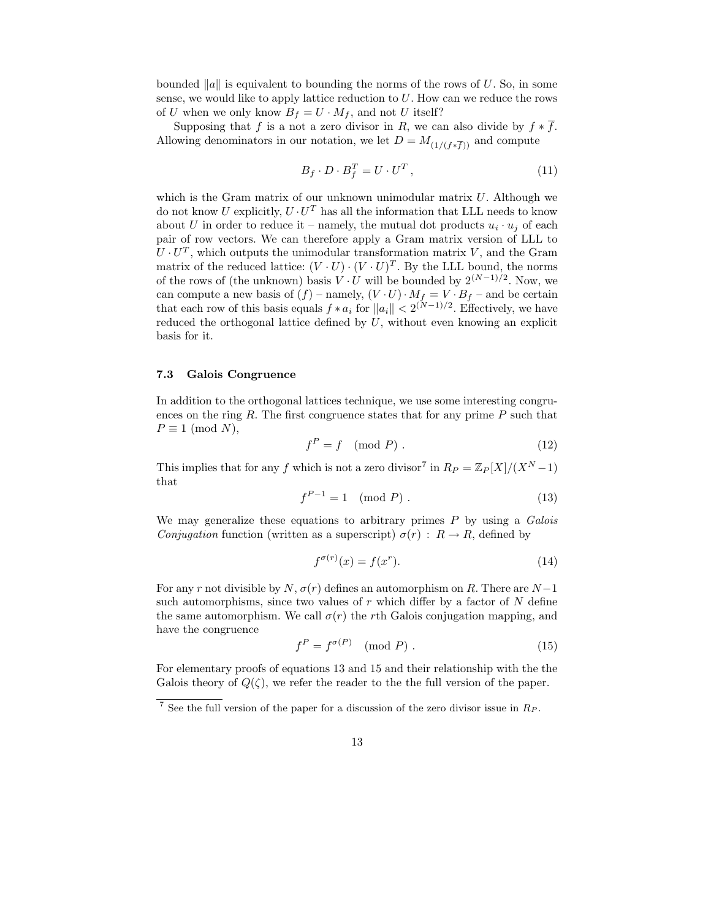bounded $\|a\|$ is equivalent to bounding the norms of the rows of $U$. So, in some sense, we would like to apply lattice reduction to $U$. How can we reduce the rows of $U$ when we only know $B_f = U \cdot M_f$, and not $U$ itself?

Supposing that $f$ is a not a zero divisor in $R$, we can also divide by $f * \overline{f}$. Allowing denominators in our notation, we let $D = M_{(1/(f*\overline{f}))}$ and compute

$$B_f \cdot D \cdot B_f^T = U \cdot U^T \,, \tag{11}$$

which is the Gram matrix of our unknown unimodular matrix $U$. Although we do not know $U$ explicitly, $U \cdot U^T$ has all the information that LLL needs to know about $U$ in order to reduce it – namely, the mutual dot products $u_i \cdot u_j$ of each pair of row vectors. We can therefore apply a Gram matrix version of LLL to $U \cdot U^T$, which outputs the unimodular transformation matrix $V$, and the Gram matrix of the reduced lattice: $(V \cdot U) \cdot (V \cdot U)^T$. By the LLL bound, the norms of the rows of (the unknown) basis $V \cdot U$ will be bounded by $2^{(N-1)/2}$. Now, we can compute a new basis of $(f)$ – namely, $(V \cdot U) \cdot M_f = V \cdot B_f$ – and be certain that each row of this basis equals $f * a_i$ for $\|a_i\| < 2^{(N-1)/2}$. Effectively, we have reduced the orthogonal lattice defined by $U$, without even knowing an explicit basis for it.

### 7.3 Galois Congruence

In addition to the orthogonal lattices technique, we use some interesting congruences on the ring $R$. The first congruence states that for any prime $P$ such that $P \equiv 1 \pmod{N}$,

$$f^P = f \pmod{P} \,. \tag{12}$$

This implies that for any $f$ which is not a zero divisor[7] in $R_P = \mathbb{Z}_P[X]/(X^N - 1)$ that

$$f^{P-1} = 1 \pmod{P} \,. \tag{13}$$

We may generalize these equations to arbitrary primes $P$ by using a *Galois Conjugation* function (written as a superscript) $\sigma(r) : R \rightarrow R$, defined by

$$f^{\sigma(r)}(x) = f(x^r). \tag{14}$$

For any $r$ not divisible by $N$, $\sigma(r)$ defines an automorphism on $R$. There are $N-1$ such automorphisms, since two values of $r$ which differ by a factor of $N$ define the same automorphism. We call $\sigma(r)$ the $r$th Galois conjugation mapping, and have the congruence

$$f^P = f^{\sigma(P)} \pmod{P} \,. \tag{15}$$

For elementary proofs of equations 13 and 15 and their relationship with the the Galois theory of $Q(\zeta)$, we refer the reader to the the full version of the paper.

[7] See the full version of the paper for a discussion of the zero divisor issue in $R_P$.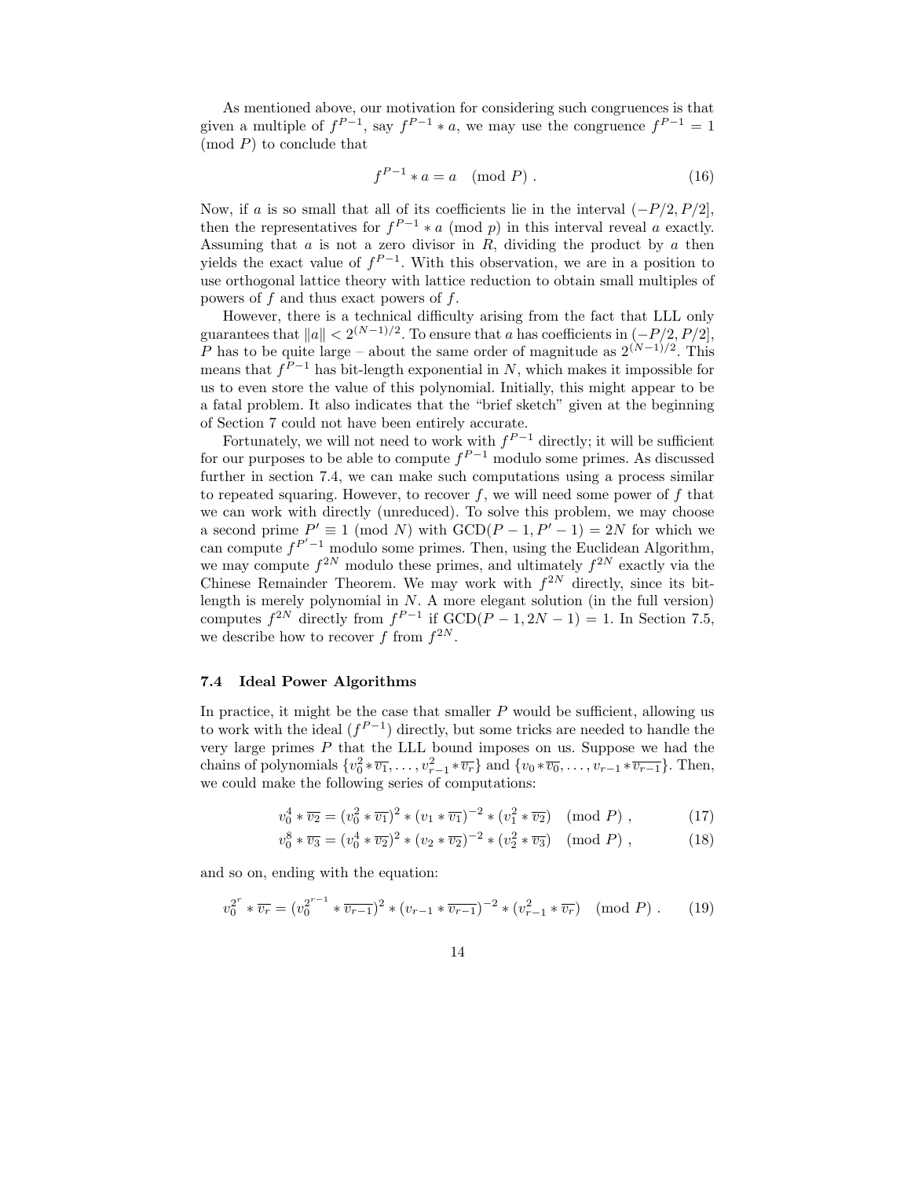As mentioned above, our motivation for considering such congruences is that given a multiple of $f^{P-1}$, say $f^{P-1} * a$, we may use the congruence $f^{P-1} = 1 \pmod{P}$ to conclude that

$$f^{P-1} * a = a \pmod{P} . \tag{16}$$

Now, if $a$ is so small that all of its coefficients lie in the interval $(-P/2, P/2]$, then the representatives for $f^{P-1} * a \pmod{p}$ in this interval reveal $a$ exactly. Assuming that $a$ is not a zero divisor in $R$, dividing the product by $a$ then yields the exact value of $f^{P-1}$. With this observation, we are in a position to use orthogonal lattice theory with lattice reduction to obtain small multiples of powers of $f$ and thus exact powers of $f$.

However, there is a technical difficulty arising from the fact that LLL only guarantees that $\|a\| < 2^{(N-1)/2}$. To ensure that $a$ has coefficients in $(-P/2, P/2]$, $P$ has to be quite large – about the same order of magnitude as $2^{(N-1)/2}$. This means that $f^{P-1}$ has bit-length exponential in $N$, which makes it impossible for us to even store the value of this polynomial. Initially, this might appear to be a fatal problem. It also indicates that the "brief sketch" given at the beginning of Section 7 could not have been entirely accurate.

Fortunately, we will not need to work with $f^{P-1}$ directly; it will be sufficient for our purposes to be able to compute $f^{P-1}$ modulo some primes. As discussed further in section 7.4, we can make such computations using a process similar to repeated squaring. However, to recover $f$, we will need some power of $f$ that we can work with directly (unreduced). To solve this problem, we may choose a second prime $P' \equiv 1 \pmod{N}$ with $\mathrm{GCD}(P-1, P'-1) = 2N$ for which we can compute $f^{P'-1}$ modulo some primes. Then, using the Euclidean Algorithm, we may compute $f^{2N}$ modulo these primes, and ultimately $f^{2N}$ exactly via the Chinese Remainder Theorem. We may work with $f^{2N}$ directly, since its bit-length is merely polynomial in $N$. A more elegant solution (in the full version) computes $f^{2N}$ directly from $f^{P-1}$ if $\mathrm{GCD}(P-1, 2N-1) = 1$. In Section 7.5, we describe how to recover $f$ from $f^{2N}$.

### 7.4 Ideal Power Algorithms

In practice, it might be the case that smaller $P$ would be sufficient, allowing us to work with the ideal $(f^{P-1})$ directly, but some tricks are needed to handle the very large primes $P$ that the LLL bound imposes on us. Suppose we had the chains of polynomials $\{v_0^2 * \overline{v_1}, \ldots, v_{r-1}^2 * \overline{v_r}\}$ and $\{v_0 * \overline{v_0}, \ldots, v_{r-1} * \overline{v_{r-1}}\}$. Then, we could make the following series of computations:

$$v_0^4 * \overline{v_2} = (v_0^2 * \overline{v_1})^2 * (v_1 * \overline{v_1})^{-2} * (v_1^2 * \overline{v_2}) \pmod{P} , \tag{17}$$

$$v_0^8 * \overline{v_3} = (v_0^4 * \overline{v_2})^2 * (v_2 * \overline{v_2})^{-2} * (v_2^2 * \overline{v_3}) \pmod{P} , \tag{18}$$

and so on, ending with the equation:

$$v_0^{2^r} * \overline{v_r} = (v_0^{2^{r-1}} * \overline{v_{r-1}})^2 * (v_{r-1} * \overline{v_{r-1}})^{-2} * (v_{r-1}^2 * \overline{v_r}) \pmod{P} . \tag{19}$$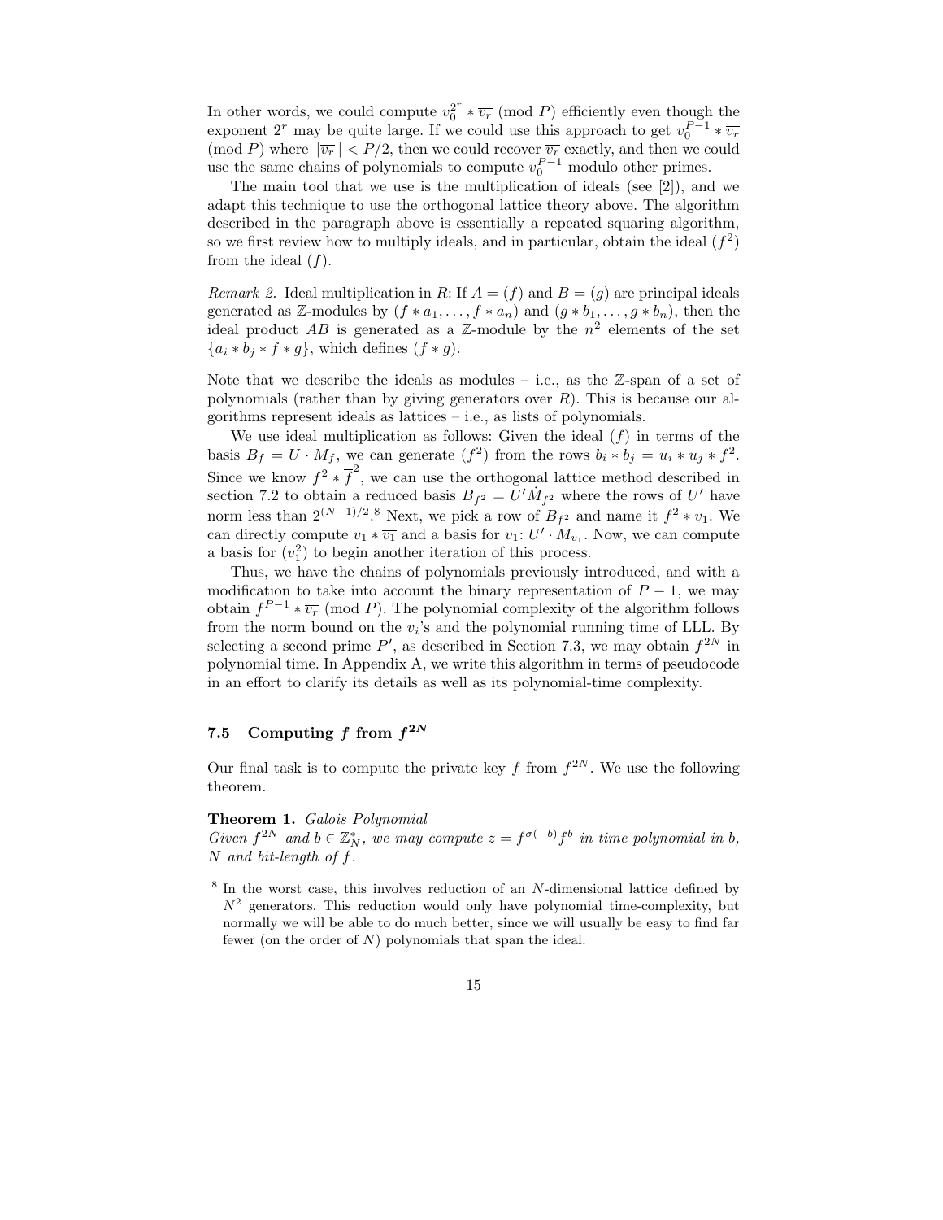In other words, we could compute $v_0^{2^r} * \overline{v_r} \pmod{P}$ efficiently even though the exponent $2^r$ may be quite large. If we could use this approach to get $v_0^{P-1} * \overline{v_r} \pmod{P}$ where $\|\overline{v_r}\| < P/2$, then we could recover $\overline{v_r}$ exactly, and then we could use the same chains of polynomials to compute $v_0^{P-1}$ modulo other primes.

The main tool that we use is the multiplication of ideals (see [2]), and we adapt this technique to use the orthogonal lattice theory above. The algorithm described in the paragraph above is essentially a repeated squaring algorithm, so we first review how to multiply ideals, and in particular, obtain the ideal $(f^2)$ from the ideal $(f)$.

*Remark 2.* Ideal multiplication in $R$: If $A = (f)$ and $B = (g)$ are principal ideals generated as $\mathbb{Z}$-modules by $(f * a_1, \ldots, f * a_n)$ and $(g * b_1, \ldots, g * b_n)$, then the ideal product $AB$ is generated as a $\mathbb{Z}$-module by the $n^2$ elements of the set $\{a_i * b_j * f * g\}$, which defines $(f * g)$.

Note that we describe the ideals as modules – i.e., as the $\mathbb{Z}$-span of a set of polynomials (rather than by giving generators over $R$). This is because our algorithms represent ideals as lattices – i.e., as lists of polynomials.

We use ideal multiplication as follows: Given the ideal $(f)$ in terms of the basis $B_f = U \cdot M_f$, we can generate $(f^2)$ from the rows $b_i * b_j = u_i * u_j * f^2$. Since we know $f^2 * \overline{f}^2$, we can use the orthogonal lattice method described in section 7.2 to obtain a reduced basis $B_{f^2} = U' M_{f^2}$ where the rows of $U'$ have norm less than $2^{(N-1)/2}$.[8] Next, we pick a row of $B_{f^2}$ and name it $f^2 * \overline{v_1}$. We can directly compute $v_1 * \overline{v_1}$ and a basis for $v_1$: $U' \cdot M_{v_1}$. Now, we can compute a basis for $(v_1^2)$ to begin another iteration of this process.

Thus, we have the chains of polynomials previously introduced, and with a modification to take into account the binary representation of $P - 1$, we may obtain $f^{P-1} * \overline{v_r} \pmod{P}$. The polynomial complexity of the algorithm follows from the norm bound on the $v_i$'s and the polynomial running time of LLL. By selecting a second prime $P'$, as described in Section 7.3, we may obtain $f^{2N}$ in polynomial time. In Appendix A, we write this algorithm in terms of pseudocode in an effort to clarify its details as well as its polynomial-time complexity.

### 7.5 Computing $f$ from $f^{2N}$

Our final task is to compute the private key $f$ from $f^{2N}$. We use the following theorem.

**Theorem 1.** *Galois Polynomial*
*Given $f^{2N}$ and $b \in \mathbb{Z}_N^*$, we may compute $z = f^{\sigma(-b)} f^b$ in time polynomial in $b$, $N$ and bit-length of $f$.*

[8] In the worst case, this involves reduction of an $N$-dimensional lattice defined by $N^2$ generators. This reduction would only have polynomial time-complexity, but normally we will be able to do much better, since we will usually be easy to find far fewer (on the order of $N$) polynomials that span the ideal.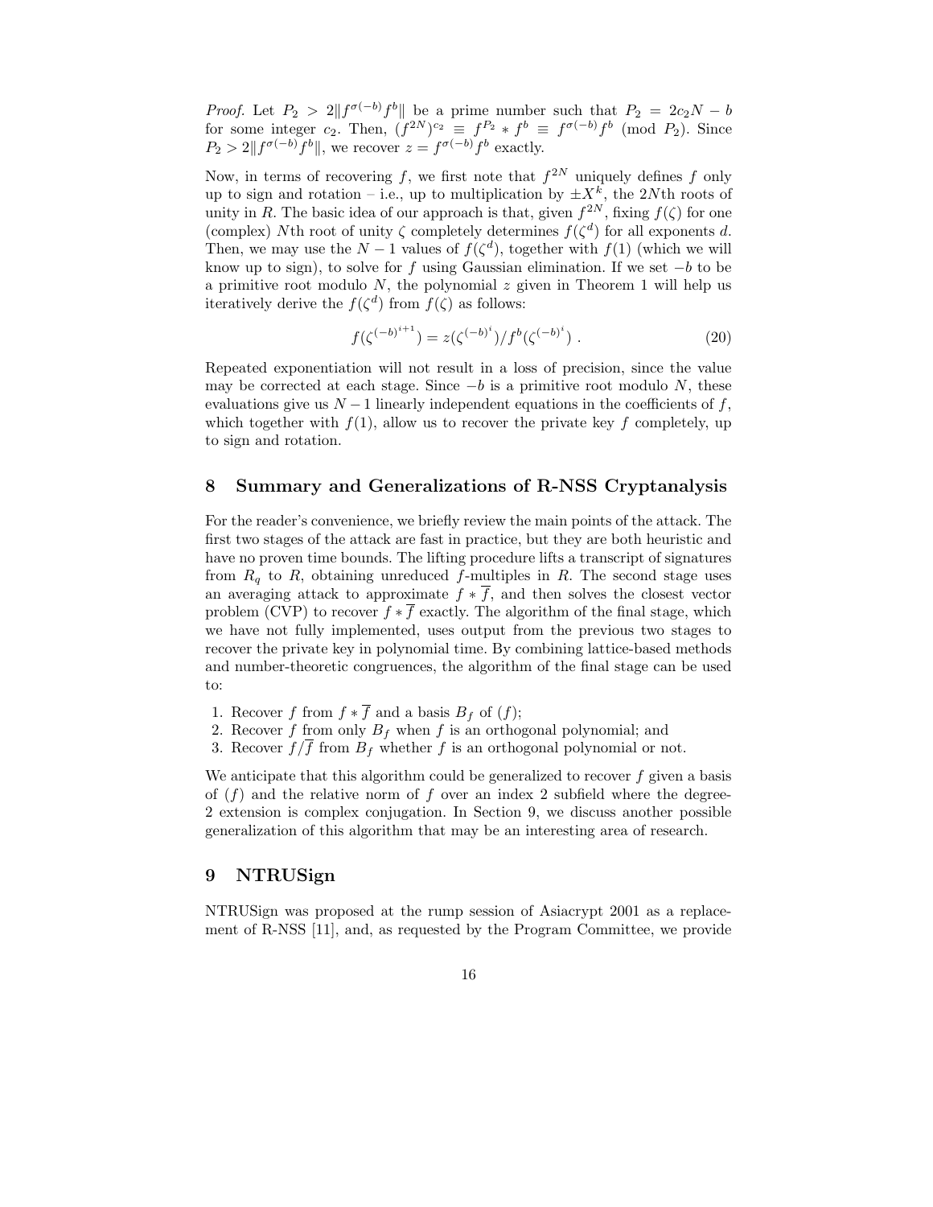*Proof.* Let $P_2 > 2\|f^{\sigma(-b)}f^b\|$ be a prime number such that $P_2 = 2c_2N - b$ for some integer $c_2$. Then, $(f^{2N})^{c_2} \equiv f^{P_2} * f^b \equiv f^{\sigma(-b)}f^b \pmod{P_2}$. Since $P_2 > 2\|f^{\sigma(-b)}f^b\|$, we recover $z = f^{\sigma(-b)}f^b$ exactly.

Now, in terms of recovering $f$, we first note that $f^{2N}$ uniquely defines $f$ only up to sign and rotation – i.e., up to multiplication by $\pm X^k$, the $2N$th roots of unity in $R$. The basic idea of our approach is that, given $f^{2N}$, fixing $f(\zeta)$ for one (complex) $N$th root of unity $\zeta$ completely determines $f(\zeta^d)$ for all exponents $d$. Then, we may use the $N-1$ values of $f(\zeta^d)$, together with $f(1)$ (which we will know up to sign), to solve for $f$ using Gaussian elimination. If we set $-b$ to be a primitive root modulo $N$, the polynomial $z$ given in Theorem 1 will help us iteratively derive the $f(\zeta^d)$ from $f(\zeta)$ as follows:

$$f(\zeta^{(-b)^{i+1}}) = z(\zeta^{(-b)^i})/f^b(\zeta^{(-b)^i}) \; . \tag{20}$$

Repeated exponentiation will not result in a loss of precision, since the value may be corrected at each stage. Since $-b$ is a primitive root modulo $N$, these evaluations give us $N-1$ linearly independent equations in the coefficients of $f$, which together with $f(1)$, allow us to recover the private key $f$ completely, up to sign and rotation.

## 8 Summary and Generalizations of R-NSS Cryptanalysis

For the reader's convenience, we briefly review the main points of the attack. The first two stages of the attack are fast in practice, but they are both heuristic and have no proven time bounds. The lifting procedure lifts a transcript of signatures from $R_q$ to $R$, obtaining unreduced $f$-multiples in $R$. The second stage uses an averaging attack to approximate $f * \overline{f}$, and then solves the closest vector problem (CVP) to recover $f * \overline{f}$ exactly. The algorithm of the final stage, which we have not fully implemented, uses output from the previous two stages to recover the private key in polynomial time. By combining lattice-based methods and number-theoretic congruences, the algorithm of the final stage can be used to:

1. Recover $f$ from $f * \overline{f}$ and a basis $B_f$ of $(f)$;
2. Recover $f$ from only $B_f$ when $f$ is an orthogonal polynomial; and
3. Recover $f/\overline{f}$ from $B_f$ whether $f$ is an orthogonal polynomial or not.

We anticipate that this algorithm could be generalized to recover $f$ given a basis of $(f)$ and the relative norm of $f$ over an index 2 subfield where the degree-2 extension is complex conjugation. In Section 9, we discuss another possible generalization of this algorithm that may be an interesting area of research.

## 9 NTRUSign

NTRUSign was proposed at the rump session of Asiacrypt 2001 as a replacement of R-NSS [11], and, as requested by the Program Committee, we provide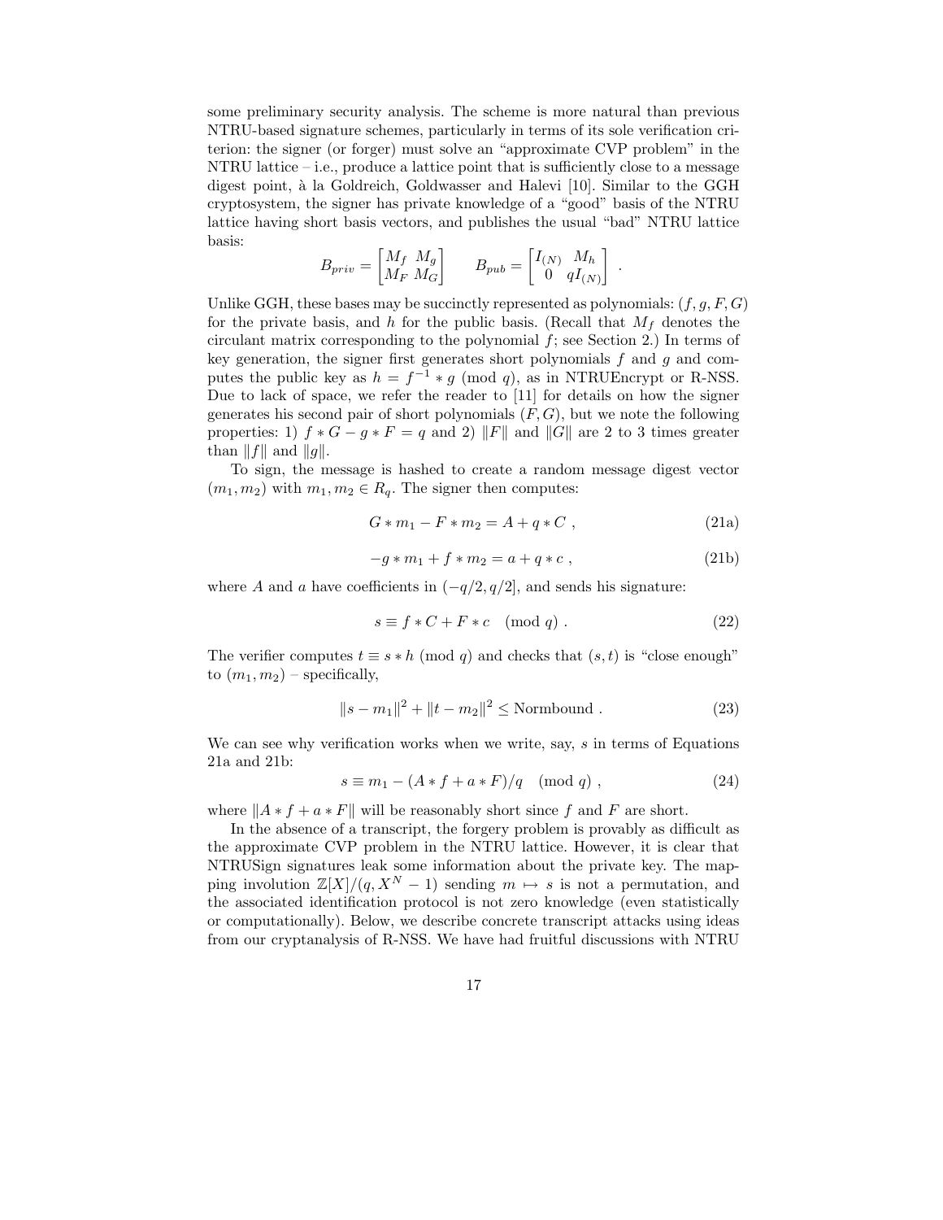some preliminary security analysis. The scheme is more natural than previous NTRU-based signature schemes, particularly in terms of its sole verification criterion: the signer (or forger) must solve an "approximate CVP problem" in the NTRU lattice – i.e., produce a lattice point that is sufficiently close to a message digest point, à la Goldreich, Goldwasser and Halevi [10]. Similar to the GGH cryptosystem, the signer has private knowledge of a "good" basis of the NTRU lattice having short basis vectors, and publishes the usual "bad" NTRU lattice basis:

$$B_{priv} = \begin{bmatrix} M_f & M_g \\ M_F & M_G \end{bmatrix} \qquad B_{pub} = \begin{bmatrix} I_{(N)} & M_h \\ 0 & qI_{(N)} \end{bmatrix} .$$

Unlike GGH, these bases may be succinctly represented as polynomials: $(f, g, F, G)$ for the private basis, and $h$ for the public basis. (Recall that $M_f$ denotes the circulant matrix corresponding to the polynomial $f$; see Section 2.) In terms of key generation, the signer first generates short polynomials $f$ and $g$ and computes the public key as $h = f^{-1} * g \pmod q$, as in NTRUEncrypt or R-NSS. Due to lack of space, we refer the reader to [11] for details on how the signer generates his second pair of short polynomials $(F, G)$, but we note the following properties: 1) $f * G - g * F = q$ and 2) $\|F\|$ and $\|G\|$ are 2 to 3 times greater than $\|f\|$ and $\|g\|$.

To sign, the message is hashed to create a random message digest vector $(m_1, m_2)$ with $m_1, m_2 \in R_q$. The signer then computes:

$$G * m_1 - F * m_2 = A + q * C \ , \tag{21a}$$

$$-g * m_1 + f * m_2 = a + q * c \ , \tag{21b}$$

where $A$ and $a$ have coefficients in $(-q/2, q/2]$, and sends his signature:

$$s \equiv f * C + F * c \pmod q \ . \tag{22}$$

The verifier computes $t \equiv s * h \pmod q$ and checks that $(s, t)$ is "close enough" to $(m_1, m_2)$ – specifically,

$$\|s - m_1\|^2 + \|t - m_2\|^2 \leq \text{Normbound} \ . \tag{23}$$

We can see why verification works when we write, say, $s$ in terms of Equations 21a and 21b:

$$s \equiv m_1 - (A * f + a * F)/q \pmod q \ , \tag{24}$$

where $\|A * f + a * F\|$ will be reasonably short since $f$ and $F$ are short.

In the absence of a transcript, the forgery problem is provably as difficult as the approximate CVP problem in the NTRU lattice. However, it is clear that NTRUSign signatures leak some information about the private key. The mapping involution $\mathbb{Z}[X]/(q, X^N - 1)$ sending $m \mapsto s$ is not a permutation, and the associated identification protocol is not zero knowledge (even statistically or computationally). Below, we describe concrete transcript attacks using ideas from our cryptanalysis of R-NSS. We have had fruitful discussions with NTRU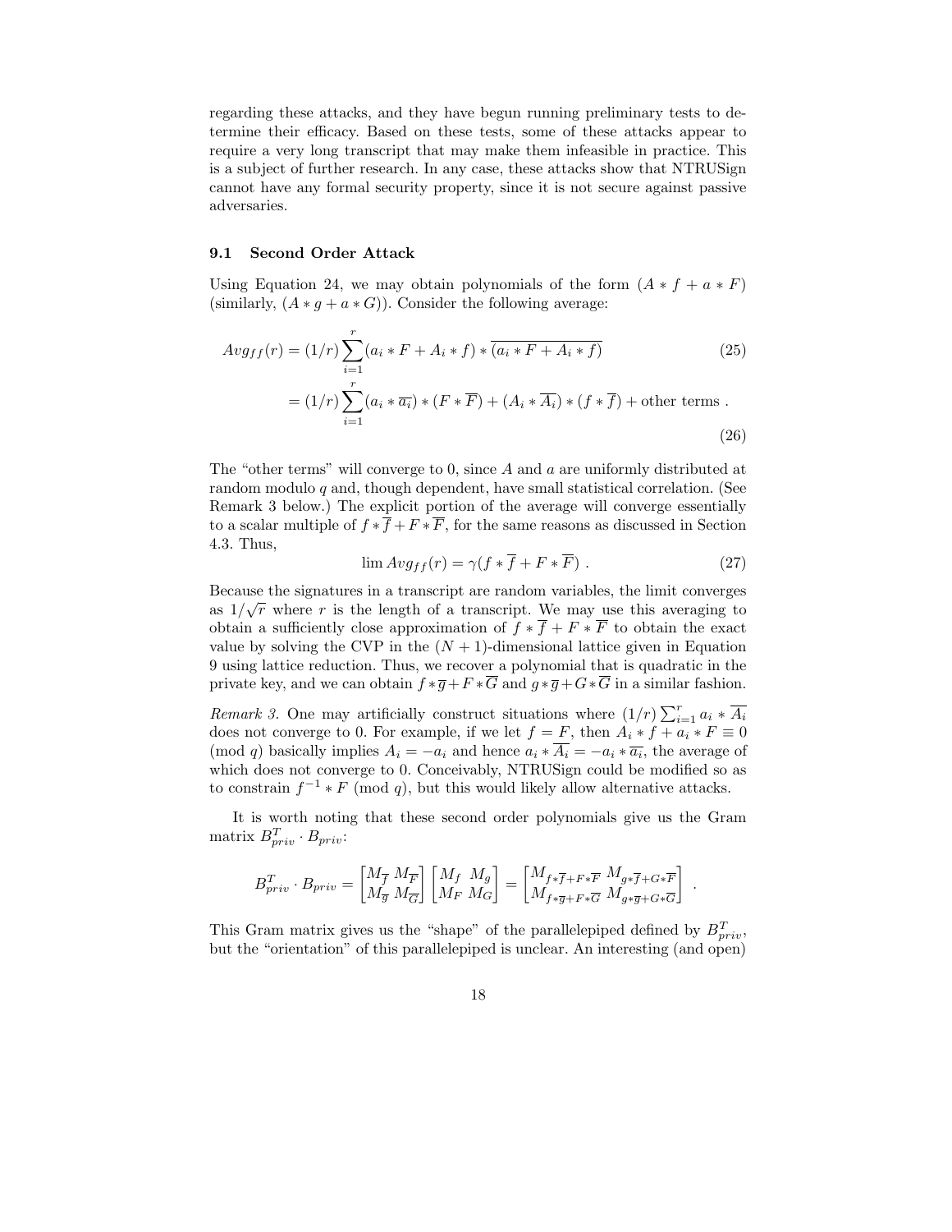regarding these attacks, and they have begun running preliminary tests to determine their efficacy. Based on these tests, some of these attacks appear to require a very long transcript that may make them infeasible in practice. This is a subject of further research. In any case, these attacks show that NTRUSign cannot have any formal security property, since it is not secure against passive adversaries.

### 9.1 Second Order Attack

Using Equation 24, we may obtain polynomials of the form $(A * f + a * F)$ (similarly, $(A * g + a * G)$). Consider the following average:

$$Avg_{ff}(r) = (1/r)\sum_{i=1}^{r}(a_i * F + A_i * f) * \overline{(a_i * F + A_i * f)} \tag{25}$$

$$= (1/r)\sum_{i=1}^{r}(a_i * \overline{a_i}) * (F * \overline{F}) + (A_i * \overline{A_i}) * (f * \overline{f}) + \text{other terms} . \tag{26}$$

The "other terms" will converge to 0, since $A$ and $a$ are uniformly distributed at random modulo $q$ and, though dependent, have small statistical correlation. (See Remark 3 below.) The explicit portion of the average will converge essentially to a scalar multiple of $f * \overline{f} + F * \overline{F}$, for the same reasons as discussed in Section 4.3. Thus,

$$\lim Avg_{ff}(r) = \gamma(f * \overline{f} + F * \overline{F}) . \tag{27}$$

Because the signatures in a transcript are random variables, the limit converges as $1/\sqrt{r}$ where $r$ is the length of a transcript. We may use this averaging to obtain a sufficiently close approximation of $f * \overline{f} + F * \overline{F}$ to obtain the exact value by solving the CVP in the $(N + 1)$-dimensional lattice given in Equation 9 using lattice reduction. Thus, we recover a polynomial that is quadratic in the private key, and we can obtain $f * \overline{g} + F * \overline{G}$ and $g * \overline{g} + G * \overline{G}$ in a similar fashion.

*Remark 3.* One may artificially construct situations where $(1/r)\sum_{i=1}^{r} a_i * \overline{A_i}$ does not converge to 0. For example, if we let $f = F$, then $A_i * f + a_i * F \equiv 0 \pmod q$ basically implies $A_i = -a_i$ and hence $a_i * \overline{A_i} = -a_i * \overline{a_i}$, the average of which does not converge to 0. Conceivably, NTRUSign could be modified so as to constrain $f^{-1} * F \pmod q$, but this would likely allow alternative attacks.

It is worth noting that these second order polynomials give us the Gram matrix $B_{priv}^T \cdot B_{priv}$:

$$B_{priv}^T \cdot B_{priv} = \begin{bmatrix} M_{\overline{f}} & M_{\overline{F}} \\ M_{\overline{g}} & M_{\overline{G}} \end{bmatrix} \begin{bmatrix} M_f & M_g \\ M_F & M_G \end{bmatrix} = \begin{bmatrix} M_{f*\overline{f}+F*\overline{F}} & M_{g*\overline{f}+G*\overline{F}} \\ M_{f*\overline{g}+F*\overline{G}} & M_{g*\overline{g}+G*\overline{G}} \end{bmatrix} .$$

This Gram matrix gives us the "shape" of the parallelepiped defined by $B_{priv}^T$, but the "orientation" of this parallelepiped is unclear. An interesting (and open)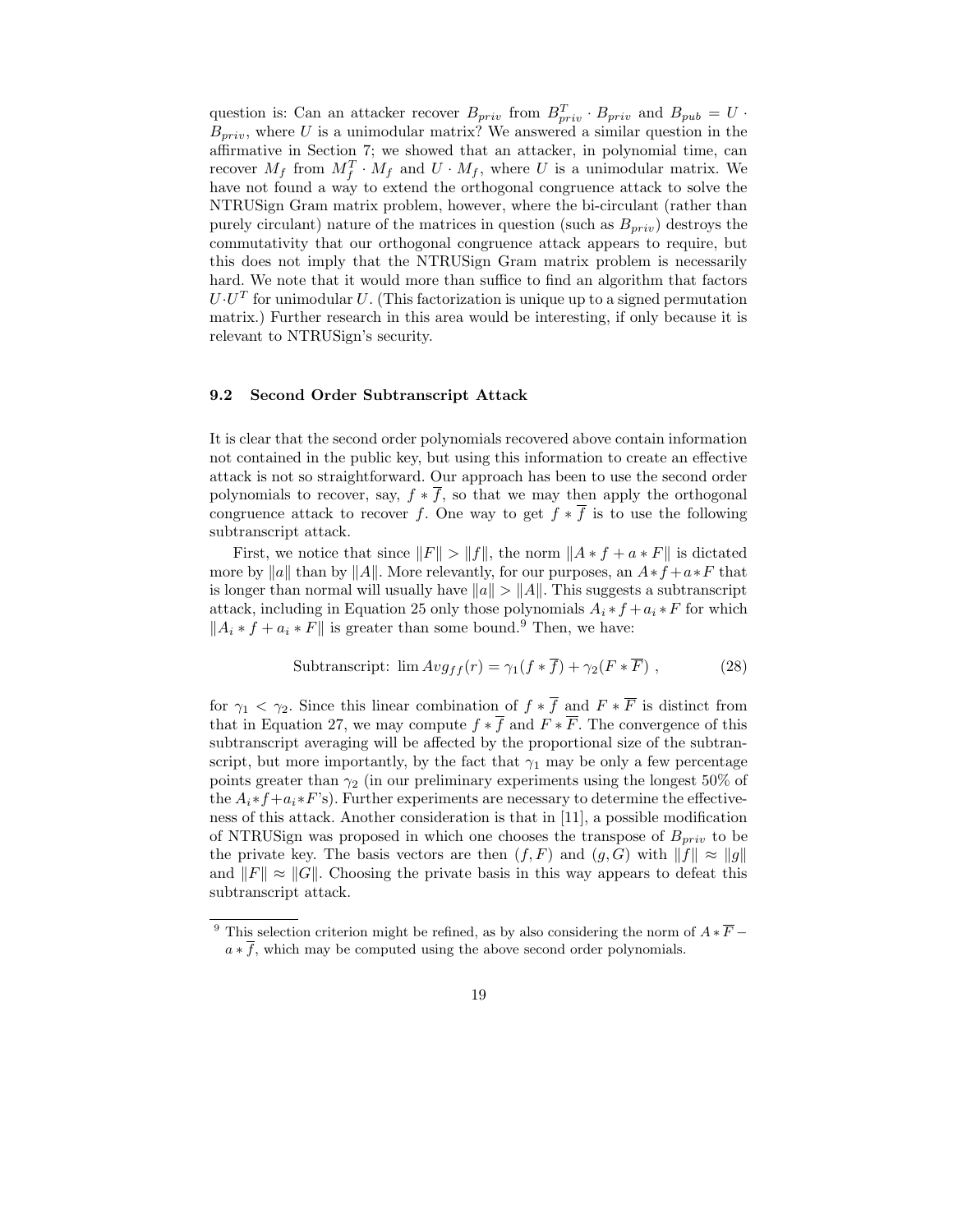question is: Can an attacker recover $B_{priv}$ from $B_{priv}^T \cdot B_{priv}$ and $B_{pub} = U \cdot B_{priv}$, where $U$ is a unimodular matrix? We answered a similar question in the affirmative in Section 7; we showed that an attacker, in polynomial time, can recover $M_f$ from $M_f^T \cdot M_f$ and $U \cdot M_f$, where $U$ is a unimodular matrix. We have not found a way to extend the orthogonal congruence attack to solve the NTRUSign Gram matrix problem, however, where the bi-circulant (rather than purely circulant) nature of the matrices in question (such as $B_{priv}$) destroys the commutativity that our orthogonal congruence attack appears to require, but this does not imply that the NTRUSign Gram matrix problem is necessarily hard. We note that it would more than suffice to find an algorithm that factors $U \cdot U^T$ for unimodular $U$. (This factorization is unique up to a signed permutation matrix.) Further research in this area would be interesting, if only because it is relevant to NTRUSign's security.

### 9.2 Second Order Subtranscript Attack

It is clear that the second order polynomials recovered above contain information not contained in the public key, but using this information to create an effective attack is not so straightforward. Our approach has been to use the second order polynomials to recover, say, $f * \overline{f}$, so that we may then apply the orthogonal congruence attack to recover $f$. One way to get $f * \overline{f}$ is to use the following subtranscript attack.

First, we notice that since $\|F\| > \|f\|$, the norm $\|A * f + a * F\|$ is dictated more by $\|a\|$ than by $\|A\|$. More relevantly, for our purposes, an $A * f + a * F$ that is longer than normal will usually have $\|a\| > \|A\|$. This suggests a subtranscript attack, including in Equation 25 only those polynomials $A_i * f + a_i * F$ for which $\|A_i * f + a_i * F\|$ is greater than some bound.[9] Then, we have:

$$\text{Subtranscript: } \lim Avg_{ff}(r) = \gamma_1(f * \overline{f}) + \gamma_2(F * \overline{F}) \ , \tag{28}$$

for $\gamma_1 < \gamma_2$. Since this linear combination of $f * \overline{f}$ and $F * \overline{F}$ is distinct from that in Equation 27, we may compute $f * \overline{f}$ and $F * \overline{F}$. The convergence of this subtranscript averaging will be affected by the proportional size of the subtranscript, but more importantly, by the fact that $\gamma_1$ may be only a few percentage points greater than $\gamma_2$ (in our preliminary experiments using the longest 50% of the $A_i * f + a_i * F$'s). Further experiments are necessary to determine the effectiveness of this attack. Another consideration is that in [11], a possible modification of NTRUSign was proposed in which one chooses the transpose of $B_{priv}$ to be the private key. The basis vectors are then $(f, F)$ and $(g, G)$ with $\|f\| \approx \|g\|$ and $\|F\| \approx \|G\|$. Choosing the private basis in this way appears to defeat this subtranscript attack.

---

[9] This selection criterion might be refined, as by also considering the norm of $A * \overline{F} - a * \overline{f}$, which may be computed using the above second order polynomials.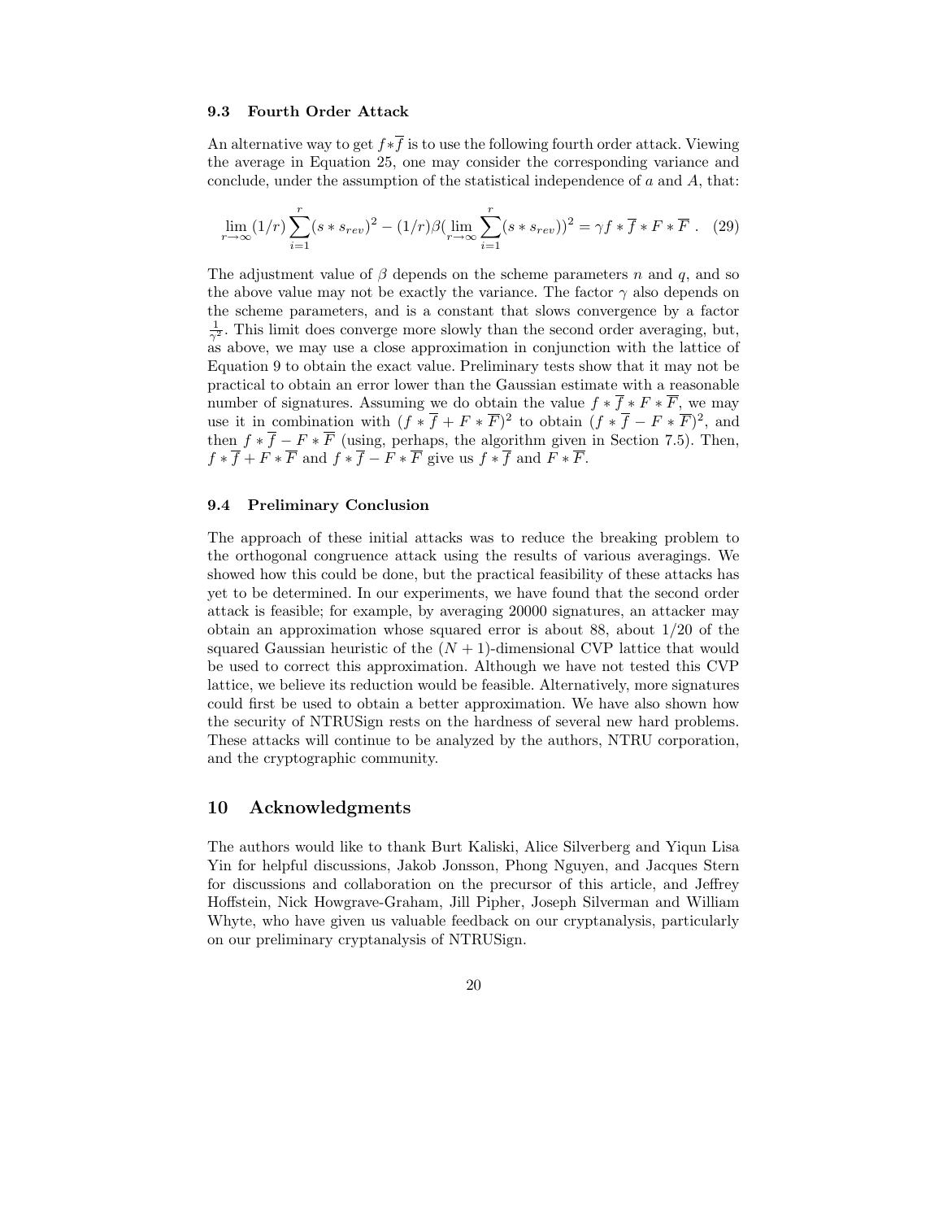### 9.3 Fourth Order Attack

An alternative way to get $f * \overline{f}$ is to use the following fourth order attack. Viewing the average in Equation 25, one may consider the corresponding variance and conclude, under the assumption of the statistical independence of $a$ and $A$, that:

$$\lim_{r\to\infty}(1/r)\sum_{i=1}^{r}(s*s_{rev})^2 - (1/r)\beta(\lim_{r\to\infty}\sum_{i=1}^{r}(s*s_{rev}))^2 = \gamma f * \overline{f} * F * \overline{F} \ . \quad (29)$$

The adjustment value of $\beta$ depends on the scheme parameters $n$ and $q$, and so the above value may not be exactly the variance. The factor $\gamma$ also depends on the scheme parameters, and is a constant that slows convergence by a factor $\frac{1}{\gamma^2}$. This limit does converge more slowly than the second order averaging, but, as above, we may use a close approximation in conjunction with the lattice of Equation 9 to obtain the exact value. Preliminary tests show that it may not be practical to obtain an error lower than the Gaussian estimate with a reasonable number of signatures. Assuming we do obtain the value $f * \overline{f} * F * \overline{F}$, we may use it in combination with $(f * \overline{f} + F * \overline{F})^2$ to obtain $(f * \overline{f} - F * \overline{F})^2$, and then $f * \overline{f} - F * \overline{F}$ (using, perhaps, the algorithm given in Section 7.5). Then, $f * \overline{f} + F * \overline{F}$ and $f * \overline{f} - F * \overline{F}$ give us $f * \overline{f}$ and $F * \overline{F}$.

### 9.4 Preliminary Conclusion

The approach of these initial attacks was to reduce the breaking problem to the orthogonal congruence attack using the results of various averagings. We showed how this could be done, but the practical feasibility of these attacks has yet to be determined. In our experiments, we have found that the second order attack is feasible; for example, by averaging 20000 signatures, an attacker may obtain an approximation whose squared error is about 88, about 1/20 of the squared Gaussian heuristic of the $(N + 1)$-dimensional CVP lattice that would be used to correct this approximation. Although we have not tested this CVP lattice, we believe its reduction would be feasible. Alternatively, more signatures could first be used to obtain a better approximation. We have also shown how the security of NTRUSign rests on the hardness of several new hard problems. These attacks will continue to be analyzed by the authors, NTRU corporation, and the cryptographic community.

## 10 Acknowledgments

The authors would like to thank Burt Kaliski, Alice Silverberg and Yiqun Lisa Yin for helpful discussions, Jakob Jonsson, Phong Nguyen, and Jacques Stern for discussions and collaboration on the precursor of this article, and Jeffrey Hoffstein, Nick Howgrave-Graham, Jill Pipher, Joseph Silverman and William Whyte, who have given us valuable feedback on our cryptanalysis, particularly on our preliminary cryptanalysis of NTRUSign.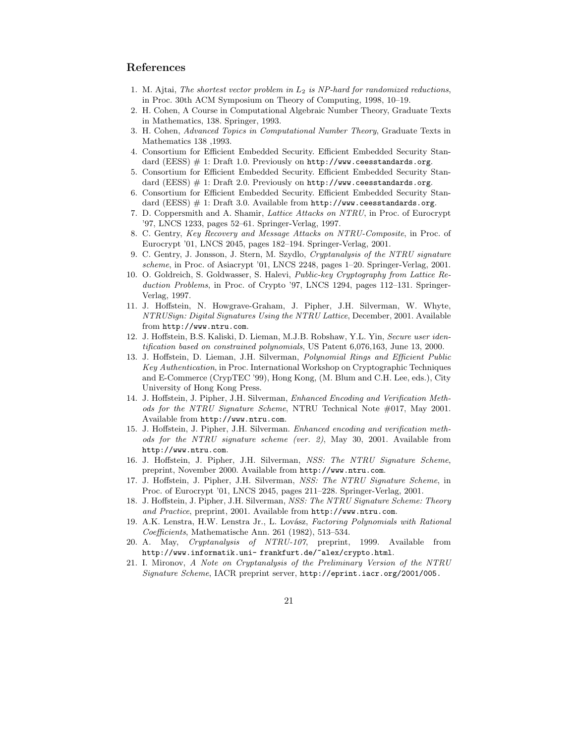## References

1. M. Ajtai, *The shortest vector problem in $L_2$ is NP-hard for randomized reductions*, in Proc. 30th ACM Symposium on Theory of Computing, 1998, 10–19.
2. H. Cohen, A Course in Computational Algebraic Number Theory, Graduate Texts in Mathematics, 138. Springer, 1993.
3. H. Cohen, *Advanced Topics in Computational Number Theory*, Graduate Texts in Mathematics 138 ,1993.
4. Consortium for Efficient Embedded Security. Efficient Embedded Security Standard (EESS) # 1: Draft 1.0. Previously on `http://www.ceesstandards.org`.
5. Consortium for Efficient Embedded Security. Efficient Embedded Security Standard (EESS) # 1: Draft 2.0. Previously on `http://www.ceesstandards.org`.
6. Consortium for Efficient Embedded Security. Efficient Embedded Security Standard (EESS) # 1: Draft 3.0. Available from `http://www.ceesstandards.org`.
7. D. Coppersmith and A. Shamir, *Lattice Attacks on NTRU*, in Proc. of Eurocrypt '97, LNCS 1233, pages 52–61. Springer-Verlag, 1997.
8. C. Gentry, *Key Recovery and Message Attacks on NTRU-Composite*, in Proc. of Eurocrypt '01, LNCS 2045, pages 182–194. Springer-Verlag, 2001.
9. C. Gentry, J. Jonsson, J. Stern, M. Szydlo, *Cryptanalysis of the NTRU signature scheme*, in Proc. of Asiacrypt '01, LNCS 2248, pages 1–20. Springer-Verlag, 2001.
10. O. Goldreich, S. Goldwasser, S. Halevi, *Public-key Cryptography from Lattice Reduction Problems*, in Proc. of Crypto '97, LNCS 1294, pages 112–131. Springer-Verlag, 1997.
11. J. Hoffstein, N. Howgrave-Graham, J. Pipher, J.H. Silverman, W. Whyte, *NTRUSign: Digital Signatures Using the NTRU Lattice*, December, 2001. Available from `http://www.ntru.com`.
12. J. Hoffstein, B.S. Kaliski, D. Lieman, M.J.B. Robshaw, Y.L. Yin, *Secure user identification based on constrained polynomials*, US Patent 6,076,163, June 13, 2000.
13. J. Hoffstein, D. Lieman, J.H. Silverman, *Polynomial Rings and Efficient Public Key Authentication*, in Proc. International Workshop on Cryptographic Techniques and E-Commerce (CrypTEC '99), Hong Kong, (M. Blum and C.H. Lee, eds.), City University of Hong Kong Press.
14. J. Hoffstein, J. Pipher, J.H. Silverman, *Enhanced Encoding and Verification Methods for the NTRU Signature Scheme*, NTRU Technical Note #017, May 2001. Available from `http://www.ntru.com`.
15. J. Hoffstein, J. Pipher, J.H. Silverman. *Enhanced encoding and verification methods for the NTRU signature scheme (ver. 2)*, May 30, 2001. Available from `http://www.ntru.com`.
16. J. Hoffstein, J. Pipher, J.H. Silverman, *NSS: The NTRU Signature Scheme*, preprint, November 2000. Available from `http://www.ntru.com`.
17. J. Hoffstein, J. Pipher, J.H. Silverman, *NSS: The NTRU Signature Scheme*, in Proc. of Eurocrypt '01, LNCS 2045, pages 211–228. Springer-Verlag, 2001.
18. J. Hoffstein, J. Pipher, J.H. Silverman, *NSS: The NTRU Signature Scheme: Theory and Practice*, preprint, 2001. Available from `http://www.ntru.com`.
19. A.K. Lenstra, H.W. Lenstra Jr., L. Lovász, *Factoring Polynomials with Rational Coefficients*, Mathematische Ann. 261 (1982), 513–534.
20. A. May, *Cryptanalysis of NTRU-107*, preprint, 1999. Available from `http://www.informatik.uni- frankfurt.de/~alex/crypto.html`.
21. I. Mironov, *A Note on Cryptanalysis of the Preliminary Version of the NTRU Signature Scheme*, IACR preprint server, `http://eprint.iacr.org/2001/005.`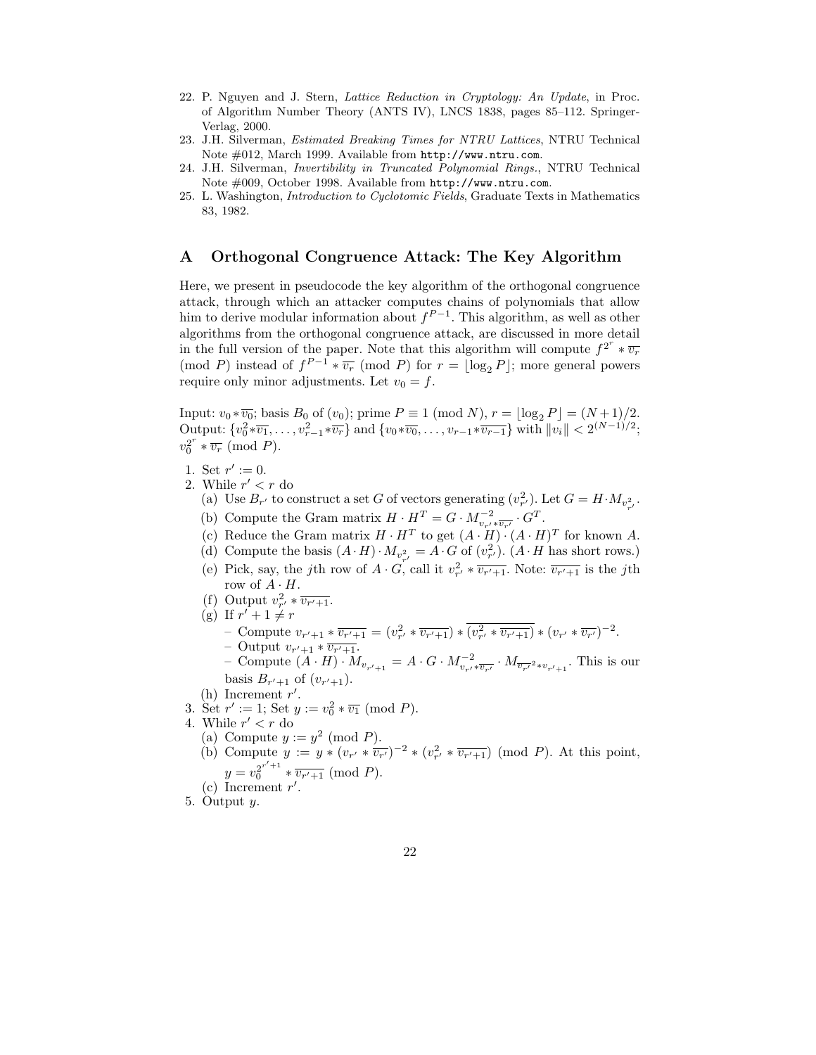22. P. Nguyen and J. Stern, *Lattice Reduction in Cryptology: An Update*, in Proc. of Algorithm Number Theory (ANTS IV), LNCS 1838, pages 85–112. Springer-Verlag, 2000.
23. J.H. Silverman, *Estimated Breaking Times for NTRU Lattices*, NTRU Technical Note #012, March 1999. Available from `http://www.ntru.com`.
24. J.H. Silverman, *Invertibility in Truncated Polynomial Rings.*, NTRU Technical Note #009, October 1998. Available from `http://www.ntru.com`.
25. L. Washington, *Introduction to Cyclotomic Fields*, Graduate Texts in Mathematics 83, 1982.

## A Orthogonal Congruence Attack: The Key Algorithm

Here, we present in pseudocode the key algorithm of the orthogonal congruence attack, through which an attacker computes chains of polynomials that allow him to derive modular information about $f^{P-1}$. This algorithm, as well as other algorithms from the orthogonal congruence attack, are discussed in more detail in the full version of the paper. Note that this algorithm will compute $f^{2^r} * \overline{v_r} \pmod P$ instead of $f^{P-1} * \overline{v_r} \pmod P$ for $r = \lfloor \log_2 P \rfloor$; more general powers require only minor adjustments. Let $v_0 = f$.

Input: $v_0 * \overline{v_0}$; basis $B_0$ of $(v_0)$; prime $P \equiv 1 \pmod N$, $r = \lfloor \log_2 P \rfloor = (N+1)/2$.
Output: $\{v_0^2 * \overline{v_1}, \ldots, v_{r-1}^2 * \overline{v_r}\}$ and $\{v_0 * \overline{v_0}, \ldots, v_{r-1} * \overline{v_{r-1}}\}$ with $\|v_i\| < 2^{(N-1)/2}$; $v_0^{2^r} * \overline{v_r} \pmod P$.

1. Set $r' := 0$.
2. While $r' < r$ do
   (a) Use $B_{r'}$ to construct a set $G$ of vectors generating $(v_{r'}^2)$. Let $G = H \cdot M_{v_{r'}^2}$.
   (b) Compute the Gram matrix $H \cdot H^T = G \cdot M^{-2}_{v_{r'} * \overline{v_{r'}}} \cdot G^T$.
   (c) Reduce the Gram matrix $H \cdot H^T$ to get $(A \cdot H) \cdot (A \cdot H)^T$ for known $A$.
   (d) Compute the basis $(A \cdot H) \cdot M_{v_{r'}^2} = A \cdot G$ of $(v_{r'}^2)$. ($A \cdot H$ has short rows.)
   (e) Pick, say, the $j$th row of $A \cdot G$, call it $v_{r'}^2 * \overline{v_{r'+1}}$. Note: $\overline{v_{r'+1}}$ is the $j$th row of $A \cdot H$.
   (f) Output $v_{r'}^2 * \overline{v_{r'+1}}$.
   (g) If $r' + 1 \neq r$
      – Compute $v_{r'+1} * \overline{v_{r'+1}} = (v_{r'}^2 * \overline{v_{r'+1}}) * \overline{(v_{r'}^2 * \overline{v_{r'+1}})} * (v_{r'} * \overline{v_{r'}})^{-2}$.
      – Output $v_{r'+1} * \overline{v_{r'+1}}$.
      – Compute $(A \cdot H) \cdot M_{v_{r'+1}} = A \cdot G \cdot M^{-2}_{v_{r'} * \overline{v_{r'}}} \cdot M_{\overline{v_{r'}}^2 * v_{r'+1}}$. This is our basis $B_{r'+1}$ of $(v_{r'+1})$.
   (h) Increment $r'$.
3. Set $r' := 1$; Set $y := v_0^2 * \overline{v_1} \pmod P$.
4. While $r' < r$ do
   (a) Compute $y := y^2 \pmod P$.
   (b) Compute $y := y * (v_{r'} * \overline{v_{r'}})^{-2} * (v_{r'}^2 * \overline{v_{r'+1}}) \pmod P$. At this point, $y = v_0^{2^{r'+1}} * \overline{v_{r'+1}} \pmod P$.
   (c) Increment $r'$.
5. Output $y$.